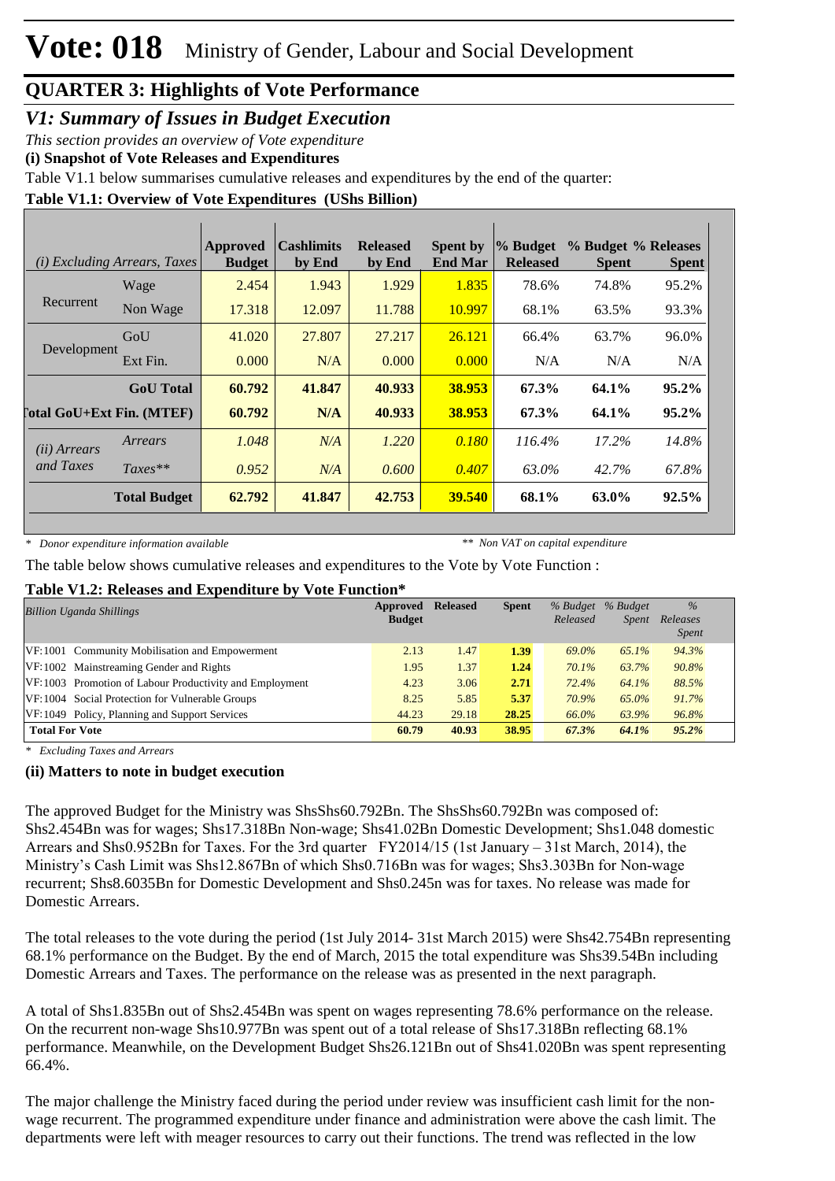# Vote: 018 Ministry of Gender, Labour and Social Development

## QUARTER 3: Highlights of Vote Performance

### *V1: Summary of Issues in Budget Execution*

*This section provides an overview of Vote expenditure*

**(i) Snapshot of Vote Releases and Expenditures**

Table V1.1 below summarises cumulative releases and expenditures by the end of the quarter:

**Table V1.1: Overview of Vote Expenditures (UShs Billion)**

| *(i) Excluding Arrears, Taxes* | | Approved Budget | Cashlimits by End | Released by End | Spent by End Mar | % Budget Released | % Budget Spent | % Releases Spent |
|---|---|---|---|---|---|---|---|---|
| Recurrent | Wage | 2.454 | 1.943 | 1.929 | 1.835 | 78.6% | 74.8% | 95.2% |
| | Non Wage | 17.318 | 12.097 | 11.788 | 10.997 | 68.1% | 63.5% | 93.3% |
| Development | GoU | 41.020 | 27.807 | 27.217 | 26.121 | 66.4% | 63.7% | 96.0% |
| | Ext Fin. | 0.000 | N/A | 0.000 | 0.000 | N/A | N/A | N/A |
| | **GoU Total** | **60.792** | **41.847** | **40.933** | **38.953** | **67.3%** | **64.1%** | **95.2%** |
| **Total GoU+Ext Fin. (MTEF)** | | **60.792** | **N/A** | **40.933** | **38.953** | **67.3%** | **64.1%** | **95.2%** |
| *(ii) Arrears and Taxes* | *Arrears* | *1.048* | *N/A* | *1.220* | *0.180* | *116.4%* | *17.2%* | *14.8%* |
| | *Taxes*** | *0.952* | *N/A* | *0.600* | *0.407* | *63.0%* | *42.7%* | *67.8%* |
| | **Total Budget** | **62.792** | **41.847** | **42.753** | **39.540** | **68.1%** | **63.0%** | **92.5%** |

*\* Donor expenditure information available* &nbsp;&nbsp;&nbsp;&nbsp; *\*\* Non VAT on capital expenditure*

The table below shows cumulative releases and expenditures to the Vote by Vote Function :

**Table V1.2: Releases and Expenditure by Vote Function\***

| *Billion Uganda Shillings* | Approved Budget | Released | Spent | *% Budget Released* | *% Budget Spent* | *% Releases Spent* |
|---|---|---|---|---|---|---|
| VF:1001 Community Mobilisation and Empowerment | 2.13 | 1.47 | **1.39** | *69.0%* | *65.1%* | *94.3%* |
| VF:1002 Mainstreaming Gender and Rights | 1.95 | 1.37 | **1.24** | *70.1%* | *63.7%* | *90.8%* |
| VF:1003 Promotion of Labour Productivity and Employment | 4.23 | 3.06 | **2.71** | *72.4%* | *64.1%* | *88.5%* |
| VF:1004 Social Protection for Vulnerable Groups | 8.25 | 5.85 | **5.37** | *70.9%* | *65.0%* | *91.7%* |
| VF:1049 Policy, Planning and Support Services | 44.23 | 29.18 | **28.25** | *66.0%* | *63.9%* | *96.8%* |
| **Total For Vote** | **60.79** | **40.93** | **38.95** | ***67.3%*** | ***64.1%*** | ***95.2%*** |

*\* Excluding Taxes and Arrears*

**(ii) Matters to note in budget execution**

The approved Budget for the Ministry was ShsShs60.792Bn. The ShsShs60.792Bn was composed of: Shs2.454Bn was for wages; Shs17.318Bn Non-wage; Shs41.02Bn Domestic Development; Shs1.048 domestic Arrears and Shs0.952Bn for Taxes. For the 3rd quarter FY2014/15 (1st January – 31st March, 2014), the Ministry's Cash Limit was Shs12.867Bn of which Shs0.716Bn was for wages; Shs3.303Bn for Non-wage recurrent; Shs8.6035Bn for Domestic Development and Shs0.245n was for taxes. No release was made for Domestic Arrears.

The total releases to the vote during the period (1st July 2014- 31st March 2015) were Shs42.754Bn representing 68.1% performance on the Budget. By the end of March, 2015 the total expenditure was Shs39.54Bn including Domestic Arrears and Taxes. The performance on the release was as presented in the next paragraph.

A total of Shs1.835Bn out of Shs2.454Bn was spent on wages representing 78.6% performance on the release. On the recurrent non-wage Shs10.977Bn was spent out of a total release of Shs17.318Bn reflecting 68.1% performance. Meanwhile, on the Development Budget Shs26.121Bn out of Shs41.020Bn was spent representing 66.4%.

The major challenge the Ministry faced during the period under review was insufficient cash limit for the non-wage recurrent. The programmed expenditure under finance and administration were above the cash limit. The departments were left with meager resources to carry out their functions. The trend was reflected in the low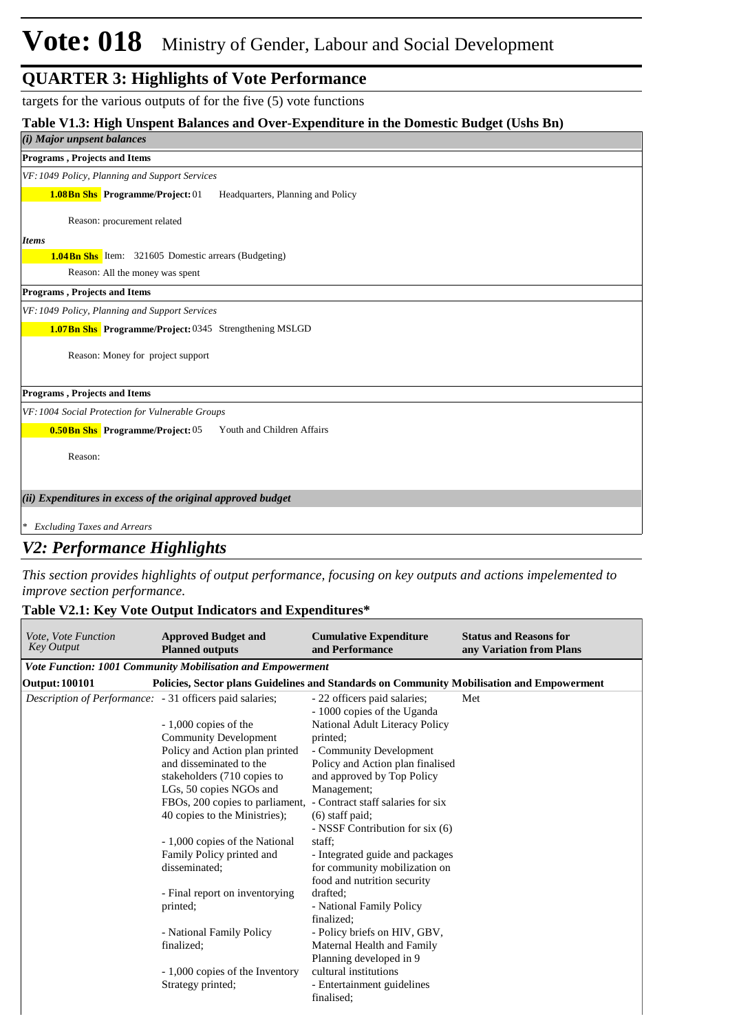# Vote: 018 Ministry of Gender, Labour and Social Development

## QUARTER 3: Highlights of Vote Performance

targets for the various outputs of for the five (5) vote functions

### Table V1.3: High Unspent Balances and Over-Expenditure in the Domestic Budget (Ushs Bn)

***(i) Major unspent balances***

**Programs , Projects and Items**

*VF: 1049 Policy, Planning and Support Services*

**1.08Bn Shs** **Programme/Project:** 01 Headquarters, Planning and Policy

Reason: procurement related

***Items***

**1.04Bn Shs** Item: 321605 Domestic arrears (Budgeting)

Reason: All the money was spent

**Programs , Projects and Items**

*VF: 1049 Policy, Planning and Support Services*

**1.07Bn Shs** **Programme/Project:** 0345 Strengthening MSLGD

Reason: Money for project support

**Programs , Projects and Items**

*VF: 1004 Social Protection for Vulnerable Groups*

**0.50Bn Shs** **Programme/Project:** 05 Youth and Children Affairs

Reason:

***(ii) Expenditures in excess of the original approved budget***

*\* Excluding Taxes and Arrears*

## *V2: Performance Highlights*

*This section provides highlights of output performance, focusing on key outputs and actions impelemented to improve section performance.*

### Table V2.1: Key Vote Output Indicators and Expenditures*

| *Vote, Vote Function Key Output* | **Approved Budget and Planned outputs** | **Cumulative Expenditure and Performance** | **Status and Reasons for any Variation from Plans** |
|---|---|---|---|
| ***Vote Function: 1001 Community Mobilisation and Empowerment*** | | | |
| **Output: 100101** | **Policies, Sector plans Guidelines and Standards on Community Mobilisation and Empowerment** | | |
| *Description of Performance:* | - 31 officers paid salaries;<br><br>- 1,000 copies of the Community Development Policy and Action plan printed and disseminated to the stakeholders (710 copies to LGs, 50 copies NGOs and FBOs, 200 copies to parliament, 40 copies to the Ministries);<br><br>- 1,000 copies of the National Family Policy printed and disseminated;<br><br>- Final report on inventorying printed;<br><br>- National Family Policy finalized;<br><br>- 1,000 copies of the Inventory Strategy printed; | - 22 officers paid salaries;<br>- 1000 copies of the Uganda National Adult Literacy Policy printed;<br>- Community Development Policy and Action plan finalised and approved by Top Policy Management;<br>- Contract staff salaries for six (6) staff paid;<br>- NSSF Contribution for six (6) staff;<br>- Integrated guide and packages for community mobilization on food and nutrition security drafted;<br>- National Family Policy finalized;<br>- Policy briefs on HIV, GBV, Maternal Health and Family Planning developed in 9 cultural institutions<br>- Entertainment guidelines finalised; | Met |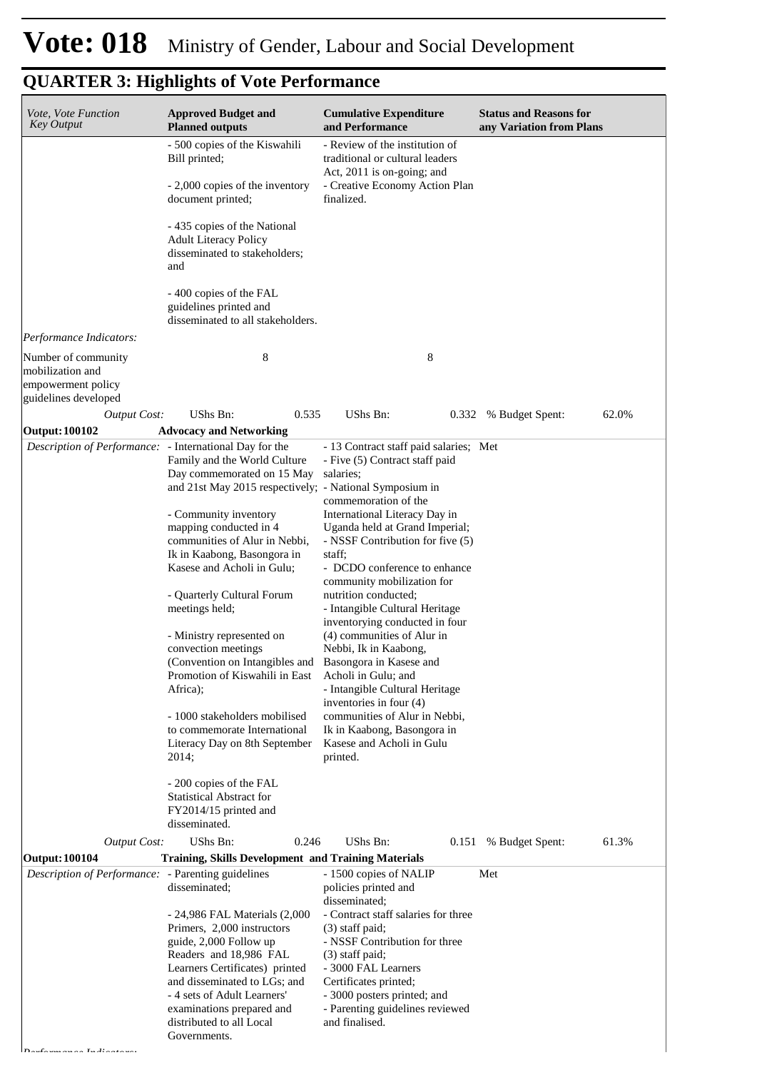# Vote: 018 Ministry of Gender, Labour and Social Development

## QUARTER 3: Highlights of Vote Performance

| *Vote, Vote Function Key Output* | **Approved Budget and Planned outputs** | **Cumulative Expenditure and Performance** | **Status and Reasons for any Variation from Plans** |
|---|---|---|---|
| | - 500 copies of the Kiswahili Bill printed;<br><br>- 2,000 copies of the inventory document printed;<br><br>- 435 copies of the National Adult Literacy Policy disseminated to stakeholders; and<br><br>- 400 copies of the FAL guidelines printed and disseminated to all stakeholders. | - Review of the institution of traditional or cultural leaders Act, 2011 is on-going; and<br>- Creative Economy Action Plan finalized. | |
| *Performance Indicators:* | | | |
| Number of community mobilization and empowerment policy guidelines developed | 8 | 8 | |
| *Output Cost:* | UShs Bn: 0.535 | UShs Bn: 0.332 | % Budget Spent: 62.0% |
| **Output: 100102** | **Advocacy and Networking** | | |
| *Description of Performance:* | - International Day for the Family and the World Culture Day commemorated on 15 May and 21st May 2015 respectively;<br><br>- Community inventory mapping conducted in 4 communities of Alur in Nebbi, Ik in Kaabong, Basongora in Kasese and Acholi in Gulu;<br><br>- Quarterly Cultural Forum meetings held;<br><br>- Ministry represented on convection meetings (Convention on Intangibles and Promotion of Kiswahili in East Africa);<br><br>- 1000 stakeholders mobilised to commemorate International Literacy Day on 8th September 2014;<br><br>- 200 copies of the FAL Statistical Abstract for FY2014/15 printed and disseminated. | - 13 Contract staff paid salaries;<br>- Five (5) Contract staff paid salaries;<br>- National Symposium in commemoration of the International Literacy Day in Uganda held at Grand Imperial;<br>- NSSF Contribution for five (5) staff;<br>- DCDO conference to enhance community mobilization for nutrition conducted;<br>- Intangible Cultural Heritage inventorying conducted in four (4) communities of Alur in Nebbi, Ik in Kaabong, Basongora in Kasese and Acholi in Gulu; and<br>- Intangible Cultural Heritage inventories in four (4) communities of Alur in Nebbi, Ik in Kaabong, Basongora in Kasese and Acholi in Gulu printed. | Met |
| *Output Cost:* | UShs Bn: 0.246 | UShs Bn: 0.151 | % Budget Spent: 61.3% |
| **Output: 100104** | **Training, Skills Development and Training Materials** | | |
| *Description of Performance:* | - Parenting guidelines disseminated;<br><br>- 24,986 FAL Materials (2,000 Primers, 2,000 instructors guide, 2,000 Follow up Readers and 18,986 FAL Learners Certificates) printed and disseminated to LGs; and<br>- 4 sets of Adult Learners' examinations prepared and distributed to all Local Governments. | - 1500 copies of NALIP policies printed and disseminated;<br>- Contract staff salaries for three (3) staff paid;<br>- NSSF Contribution for three (3) staff paid;<br>- 3000 FAL Learners Certificates printed;<br>- 3000 posters printed; and<br>- Parenting guidelines reviewed and finalised. | Met |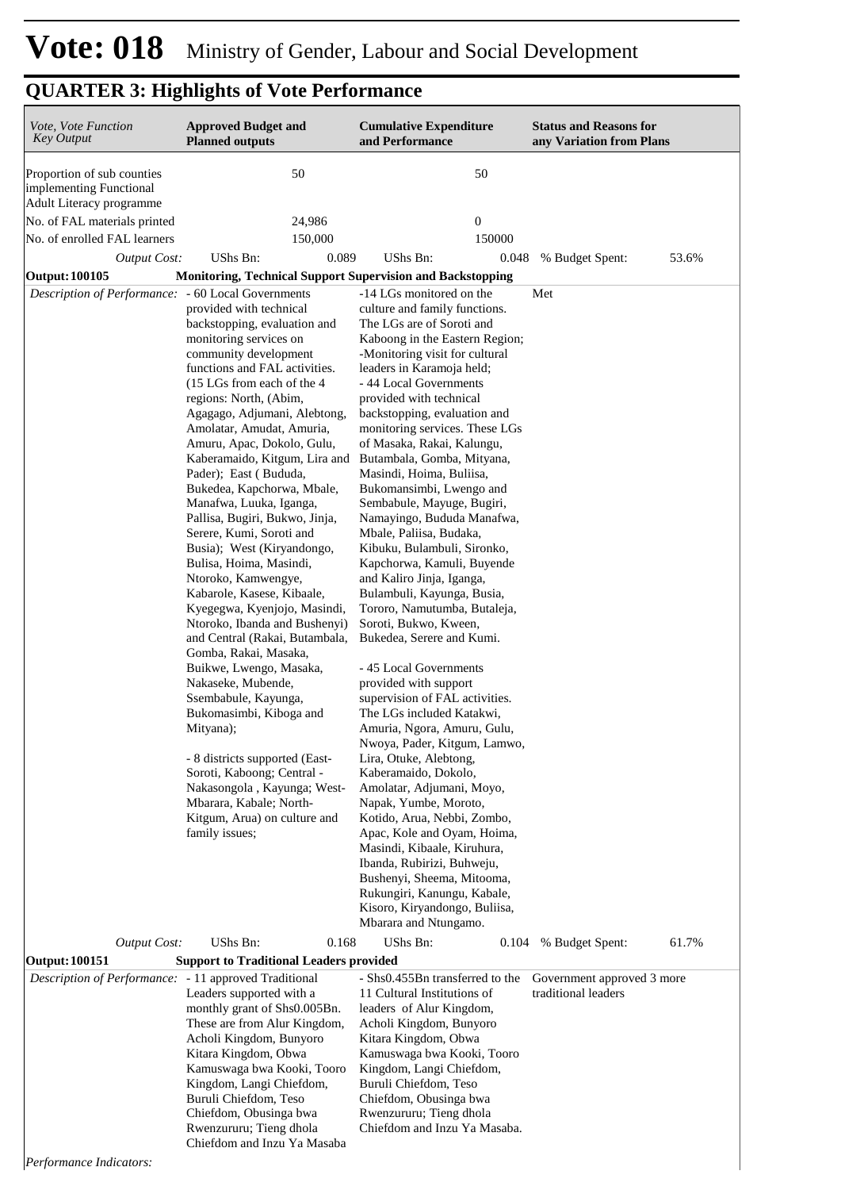# Vote: 018 Ministry of Gender, Labour and Social Development

## QUARTER 3: Highlights of Vote Performance

| *Vote, Vote Function Key Output* | **Approved Budget and Planned outputs** | **Cumulative Expenditure and Performance** | **Status and Reasons for any Variation from Plans** |
|---|---|---|---|
| Proportion of sub counties implementing Functional Adult Literacy programme | 50 | 50 | |
| No. of FAL materials printed | 24,986 | 0 | |
| No. of enrolled FAL learners | 150,000 | 150000 | |
| *Output Cost:* | UShs Bn: 0.089 | UShs Bn: 0.048 | % Budget Spent: 53.6% |
| **Output: 100105** | **Monitoring, Technical Support Supervision and Backstopping** | | |
| *Description of Performance:* | - 60 Local Governments provided with technical backstopping, evaluation and monitoring services on community development functions and FAL activities. (15 LGs from each of the 4 regions: North, (Abim, Agagago, Adjumani, Alebtong, Amolatar, Amudat, Amuria, Amuru, Apac, Dokolo, Gulu, Kaberamaido, Kitgum, Lira and Pader); East ( Bududa, Bukedea, Kapchorwa, Mbale, Manafwa, Luuka, Iganga, Pallisa, Bugiri, Bukwo, Jinja, Serere, Kumi, Soroti and Busia); West (Kiryandongo, Bulisa, Hoima, Masindi, Ntoroko, Kamwengye, Kabarole, Kasese, Kibaale, Kyegegwa, Kyenjojo, Masindi, Ntoroko, Ibanda and Bushenyi) and Central (Rakai, Butambala, Gomba, Rakai, Masaka, Buikwe, Lwengo, Masaka, Nakaseke, Mubende, Ssembabule, Kayunga, Bukomasimbi, Kiboga and Mityana);<br><br>- 8 districts supported (East- Soroti, Kaboong; Central - Nakasongola , Kayunga; West- Mbarara, Kabale; North- Kitgum, Arua) on culture and family issues; | -14 LGs monitored on the culture and family functions. The LGs are of Soroti and Kaboong in the Eastern Region;<br>-Monitoring visit for cultural leaders in Karamoja held;<br>- 44 Local Governments provided with technical backstopping, evaluation and monitoring services. These LGs of Masaka, Rakai, Kalungu, Butambala, Gomba, Mityana, Masindi, Hoima, Buliisa, Bukomansimbi, Lwengo and Sembabule, Mayuge, Bugiri, Namayingo, Bududa Manafwa, Mbale, Paliisa, Budaka, Kibuku, Bulambuli, Sironko, Kapchorwa, Kamuli, Buyende and Kaliro Jinja, Iganga, Bulambuli, Kayunga, Busia, Tororo, Namutumba, Butaleja, Soroti, Bukwo, Kween, Bukedea, Serere and Kumi.<br><br>- 45 Local Governments provided with support supervision of FAL activities. The LGs included Katakwi, Amuria, Ngora, Amuru, Gulu, Nwoya, Pader, Kitgum, Lamwo, Lira, Otuke, Alebtong, Kaberamaido, Dokolo, Amolatar, Adjumani, Moyo, Napak, Yumbe, Moroto, Kotido, Arua, Nebbi, Zombo, Apac, Kole and Oyam, Hoima, Masindi, Kibaale, Kiruhura, Ibanda, Rubirizi, Buhweju, Bushenyi, Sheema, Mitooma, Rukungiri, Kanungu, Kabale, Kisoro, Kiryandongo, Buliisa, Mbarara and Ntungamo. | Met |
| *Output Cost:* | UShs Bn: 0.168 | UShs Bn: 0.104 | % Budget Spent: 61.7% |
| **Output: 100151** | **Support to Traditional Leaders provided** | | |
| *Description of Performance:* | - 11 approved Traditional Leaders supported with a monthly grant of Shs0.005Bn. These are from Alur Kingdom, Acholi Kingdom, Bunyoro Kitara Kingdom, Obwa Kamuswaga bwa Kooki, Tooro Kingdom, Langi Chiefdom, Buruli Chiefdom, Teso Chiefdom, Obusinga bwa Rwenzururu; Tieng dhola Chiefdom and Inzu Ya Masaba | - Shs0.455Bn transferred to the 11 Cultural Institutions of leaders of Alur Kingdom, Acholi Kingdom, Bunyoro Kitara Kingdom, Obwa Kamuswaga bwa Kooki, Tooro Kingdom, Langi Chiefdom, Buruli Chiefdom, Teso Chiefdom, Obusinga bwa Rwenzururu; Tieng dhola Chiefdom and Inzu Ya Masaba. | Government approved 3 more traditional leaders |
| *Performance Indicators:* | | | |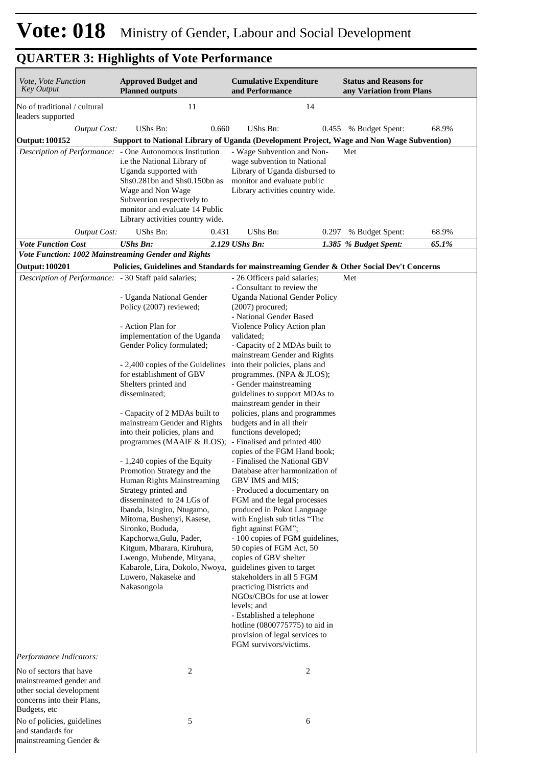# Vote: 018 Ministry of Gender, Labour and Social Development

## QUARTER 3: Highlights of Vote Performance

| *Vote, Vote Function Key Output* | **Approved Budget and Planned outputs** | **Cumulative Expenditure and Performance** | **Status and Reasons for any Variation from Plans** |
|---|---|---|---|
| No of traditional / cultural leaders supported | 11 | 14 | |
| *Output Cost:* | UShs Bn: 0.660 | UShs Bn: 0.455 | % Budget Spent: 68.9% |
| **Output: 100152** | **Support to National Library of Uganda (Development Project, Wage and Non Wage Subvention)** | | |
| *Description of Performance:* | - One Autonomous Institution i.e the National Library of Uganda supported with Shs0.281bn and Shs0.150bn as Wage and Non Wage Subvention respectively to monitor and evaluate 14 Public Library activities country wide. | - Wage Subvention and Non-wage subvention to National Library of Uganda disbursed to monitor and evaluate public Library activities country wide. | Met |
| *Output Cost:* | UShs Bn: 0.431 | UShs Bn: 0.297 | % Budget Spent: 68.9% |
| ***Vote Function Cost*** | ***UShs Bn: 2.129*** | ***UShs Bn: 1.385*** | ***% Budget Spent: 65.1%*** |
| ***Vote Function: 1002 Mainstreaming Gender and Rights*** | | | |
| **Output: 100201** | **Policies, Guidelines and Standards for mainstreaming Gender & Other Social Dev't Concerns** | | |
| *Description of Performance:* | - 30 Staff paid salaries;<br><br>- Uganda National Gender Policy (2007) reviewed;<br><br>- Action Plan for implementation of the Uganda Gender Policy formulated;<br><br>- 2,400 copies of the Guidelines for establishment of GBV Shelters printed and disseminated;<br><br>- Capacity of 2 MDAs built to mainstream Gender and Rights into their policies, plans and programmes (MAAIF & JLOS);<br><br>- 1,240 copies of the Equity Promotion Strategy and the Human Rights Mainstreaming Strategy printed and disseminated to 24 LGs of Ibanda, Isingiro, Ntugamo, Mitoma, Bushenyi, Kasese, Sironko, Bududa, Kapchorwa,Gulu, Pader, Kitgum, Mbarara, Kiruhura, Lwengo, Mubende, Mityana, Kabarole, Lira, Dokolo, Nwoya, Luwero, Nakaseke and Nakasongola | - 26 Officers paid salaries;<br>- Consultant to review the Uganda National Gender Policy (2007) procured;<br>- National Gender Based Violence Policy Action plan validated;<br>- Capacity of 2 MDAs built to mainstream Gender and Rights into their policies, plans and programmes. (NPA & JLOS);<br>- Gender mainstreaming guidelines to support MDAs to mainstream gender in their policies, plans and programmes budgets and in all their functions developed;<br>- Finalised and printed 400 copies of the FGM Hand book;<br>- Finalised the National GBV Database after harmonization of GBV IMS and MIS;<br>- Produced a documentary on FGM and the legal processes produced in Pokot Language with English sub titles "The fight against FGM";<br>- 100 copies of FGM guidelines, 50 copies of FGM Act, 50 copies of GBV shelter guidelines given to target stakeholders in all 5 FGM practicing Districts and NGOs/CBOs for use at lower levels; and<br>- Established a telephone hotline (0800775775) to aid in provision of legal services to FGM survivors/victims. | Met |
| *Performance Indicators:* | | | |
| No of sectors that have mainstreamed gender and other social development concerns into their Plans, Budgets, etc | 2 | 2 | |
| No of policies, guidelines and standards for mainstreaming Gender & | 5 | 6 | |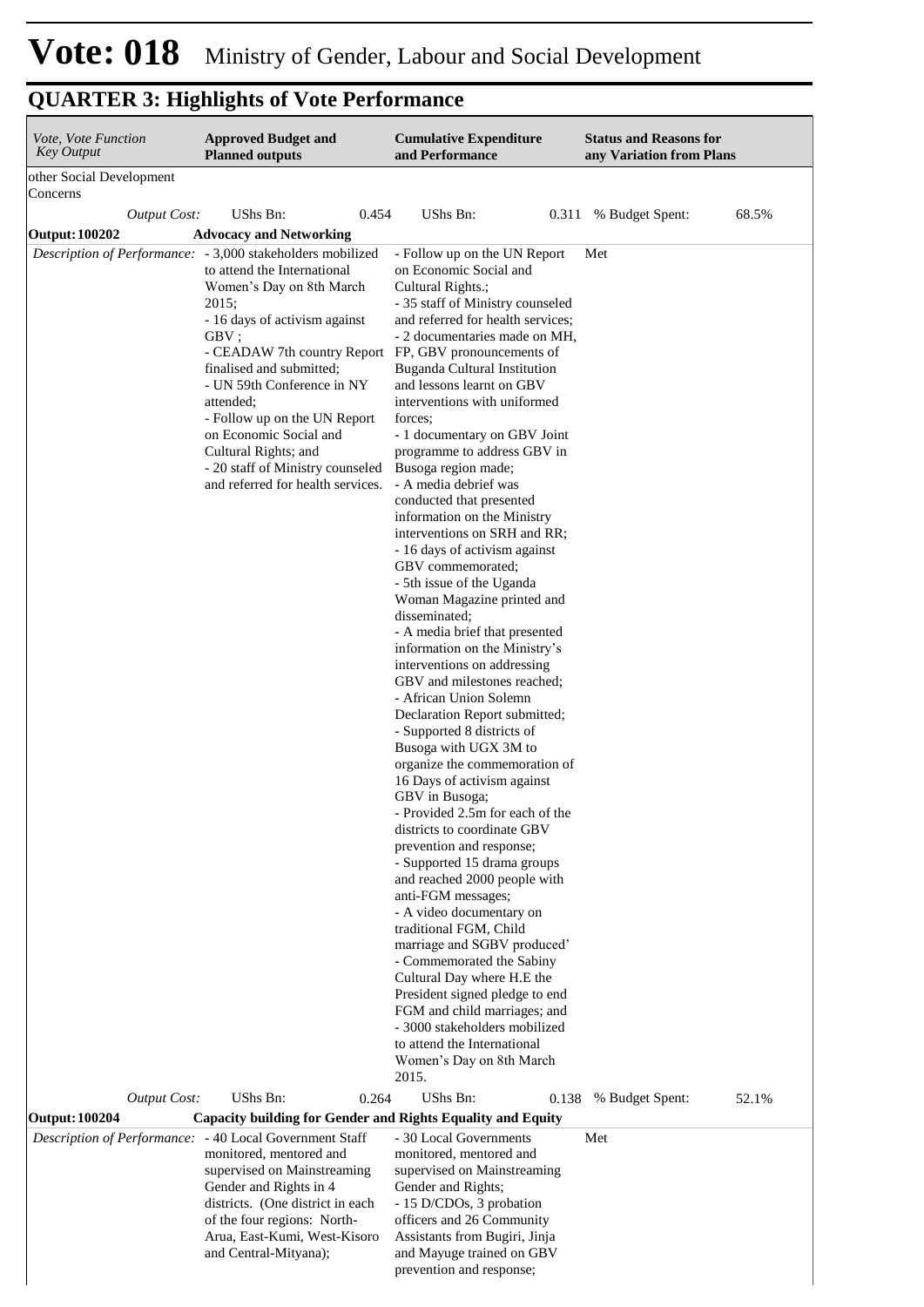# Vote: 018 Ministry of Gender, Labour and Social Development

## QUARTER 3: Highlights of Vote Performance

| *Vote, Vote Function Key Output* | **Approved Budget and Planned outputs** | **Cumulative Expenditure and Performance** | **Status and Reasons for any Variation from Plans** |
|---|---|---|---|
| other Social Development Concerns | | | |
| *Output Cost:* | UShs Bn: 0.454 | UShs Bn: 0.311 | % Budget Spent: 68.5% |
| **Output: 100202** | **Advocacy and Networking** | | |
| *Description of Performance:* | - 3,000 stakeholders mobilized to attend the International Women's Day on 8th March 2015;<br>- 16 days of activism against GBV ;<br>- CEADAW 7th country Report finalised and submitted;<br>- UN 59th Conference in NY attended;<br>- Follow up on the UN Report on Economic Social and Cultural Rights; and<br>- 20 staff of Ministry counseled and referred for health services. | - Follow up on the UN Report on Economic Social and Cultural Rights.;<br>- 35 staff of Ministry counseled and referred for health services;<br>- 2 documentaries made on MH, FP, GBV pronouncements of Buganda Cultural Institution and lessons learnt on GBV interventions with uniformed forces;<br>- 1 documentary on GBV Joint programme to address GBV in Busoga region made;<br>- A media debrief was conducted that presented information on the Ministry interventions on SRH and RR;<br>- 16 days of activism against GBV commemorated;<br>- 5th issue of the Uganda Woman Magazine printed and disseminated;<br>- A media brief that presented information on the Ministry's interventions on addressing GBV and milestones reached;<br>- African Union Solemn Declaration Report submitted;<br>- Supported 8 districts of Busoga with UGX 3M to organize the commemoration of 16 Days of activism against GBV in Busoga;<br>- Provided 2.5m for each of the districts to coordinate GBV prevention and response;<br>- Supported 15 drama groups and reached 2000 people with anti-FGM messages;<br>- A video documentary on traditional FGM, Child marriage and SGBV produced'<br>- Commemorated the Sabiny Cultural Day where H.E the President signed pledge to end FGM and child marriages; and<br>- 3000 stakeholders mobilized to attend the International Women's Day on 8th March 2015. | Met |
| *Output Cost:* | UShs Bn: 0.264 | UShs Bn: 0.138 | % Budget Spent: 52.1% |
| **Output: 100204** | **Capacity building for Gender and Rights Equality and Equity** | | |
| *Description of Performance:* | - 40 Local Government Staff monitored, mentored and supervised on Mainstreaming Gender and Rights in 4 districts. (One district in each of the four regions: North-Arua, East-Kumi, West-Kisoro and Central-Mityana); | - 30 Local Governments monitored, mentored and supervised on Mainstreaming Gender and Rights;<br>- 15 D/CDOs, 3 probation officers and 26 Community Assistants from Bugiri, Jinja and Mayuge trained on GBV prevention and response; | Met |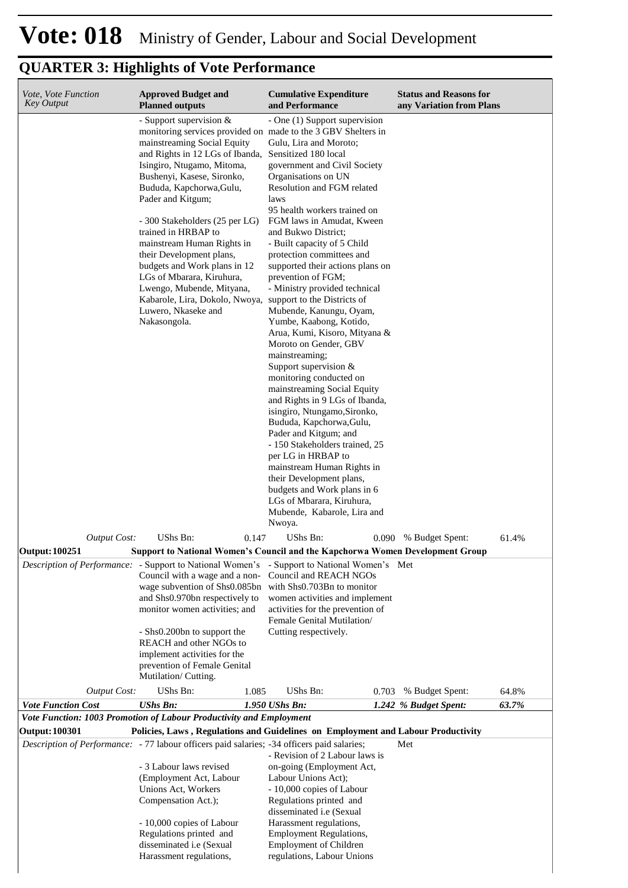# Vote: 018 Ministry of Gender, Labour and Social Development

## QUARTER 3: Highlights of Vote Performance

| *Vote, Vote Function Key Output* | **Approved Budget and Planned outputs** | **Cumulative Expenditure and Performance** | **Status and Reasons for any Variation from Plans** |
|---|---|---|---|
| | - Support supervision & monitoring services provided on mainstreaming Social Equity and Rights in 12 LGs of Ibanda, Isingiro, Ntugamo, Mitoma, Bushenyi, Kasese, Sironko, Bududa, Kapchorwa,Gulu, Pader and Kitgum;<br><br>- 300 Stakeholders (25 per LG) trained in HRBAP to mainstream Human Rights in their Development plans, budgets and Work plans in 12 LGs of Mbarara, Kiruhura, Lwengo, Mubende, Mityana, Kabarole, Lira, Dokolo, Nwoya, Luwero, Nkaseke and Nakasongola. | - One (1) Support supervision made to the 3 GBV Shelters in Gulu, Lira and Moroto; Sensitized 180 local government and Civil Society Organisations on UN Resolution and FGM related laws<br>95 health workers trained on FGM laws in Amudat, Kween and Bukwo District;<br>- Built capacity of 5 Child protection committees and supported their actions plans on prevention of FGM;<br>- Ministry provided technical support to the Districts of Mubende, Kanungu, Oyam, Yumbe, Kaabong, Kotido, Arua, Kumi, Kisoro, Mityana & Moroto on Gender, GBV mainstreaming;<br>Support supervision & monitoring conducted on mainstreaming Social Equity and Rights in 9 LGs of Ibanda, isingiro, Ntungamo,Sironko, Bududa, Kapchorwa,Gulu, Pader and Kitgum; and<br>- 150 Stakeholders trained, 25 per LG in HRBAP to mainstream Human Rights in their Development plans, budgets and Work plans in 6 LGs of Mbarara, Kiruhura, Mubende, Kabarole, Lira and Nwoya. | |
| *Output Cost:* | UShs Bn: 0.147 | UShs Bn: 0.090 | % Budget Spent: 61.4% |
| **Output: 100251** | **Support to National Women's Council and the Kapchorwa Women Development Group** | | |
| *Description of Performance:* | - Support to National Women's Council with a wage and a non-wage subvention of Shs0.085bn and Shs0.970bn respectively to monitor women activities; and<br><br>- Shs0.200bn to support the REACH and other NGOs to implement activities for the prevention of Female Genital Mutilation/ Cutting. | - Support to National Women's Council and REACH NGOs with Shs0.703Bn to monitor women activities and implement activities for the prevention of Female Genital Mutilation/ Cutting respectively. | Met |
| *Output Cost:* | UShs Bn: 1.085 | UShs Bn: 0.703 | % Budget Spent: 64.8% |
| ***Vote Function Cost*** | ***UShs Bn: 1.950*** | ***UShs Bn: 1.242*** | ***% Budget Spent: 63.7%*** |
| ***Vote Function: 1003 Promotion of Labour Productivity and Employment*** | | | |
| **Output: 100301** | **Policies, Laws , Regulations and Guidelines on Employment and Labour Productivity** | | |
| *Description of Performance:* | - 77 labour officers paid salaries;<br><br>- 3 Labour laws revised (Employment Act, Labour Unions Act, Workers Compensation Act.);<br><br>- 10,000 copies of Labour Regulations printed and disseminated i.e (Sexual Harassment regulations, | -34 officers paid salaries;<br>- Revision of 2 Labour laws is on-going (Employment Act, Labour Unions Act);<br>- 10,000 copies of Labour Regulations printed and disseminated i.e (Sexual Harassment regulations, Employment Regulations, Employment of Children regulations, Labour Unions | Met |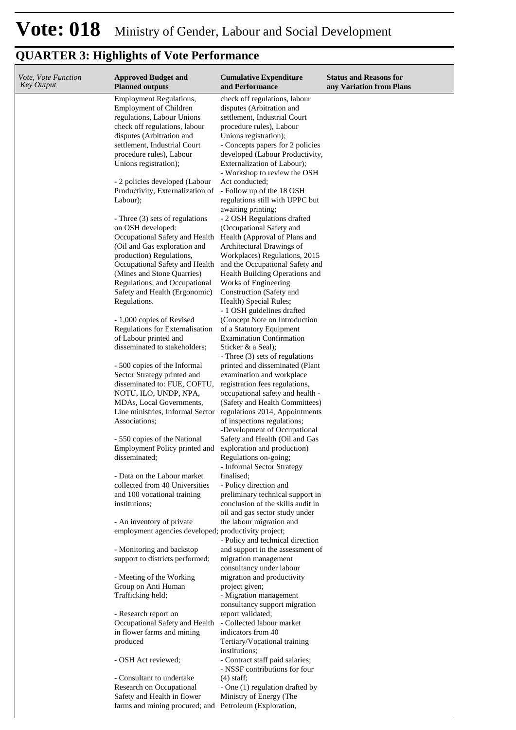# Vote: 018 Ministry of Gender, Labour and Social Development

## QUARTER 3: Highlights of Vote Performance

| *Vote, Vote Function Key Output* | **Approved Budget and Planned outputs** | **Cumulative Expenditure and Performance** | **Status and Reasons for any Variation from Plans** |
|---|---|---|---|
| | Employment Regulations, Employment of Children regulations, Labour Unions check off regulations, labour disputes (Arbitration and settlement, Industrial Court procedure rules), Labour Unions registration);<br><br>- 2 policies developed (Labour Productivity, Externalization of Labour);<br><br>- Three (3) sets of regulations on OSH developed: Occupational Safety and Health (Oil and Gas exploration and production) Regulations, Occupational Safety and Health (Mines and Stone Quarries) Regulations; and Occupational Safety and Health (Ergonomic) Regulations.<br><br>- 1,000 copies of Revised Regulations for Externalisation of Labour printed and disseminated to stakeholders;<br><br>- 500 copies of the Informal Sector Strategy printed and disseminated to: FUE, COFTU, NOTU, ILO, UNDP, NPA, MDAs, Local Governments, Line ministries, Informal Sector Associations;<br><br>- 550 copies of the National Employment Policy printed and disseminated;<br><br>- Data on the Labour market collected from 40 Universities and 100 vocational training institutions;<br><br>- An inventory of private employment agencies developed;<br><br>- Monitoring and backstop support to districts performed;<br><br>- Meeting of the Working Group on Anti Human Trafficking held;<br><br>- Research report on Occupational Safety and Health in flower farms and mining produced<br><br>- OSH Act reviewed;<br><br>- Consultant to undertake Research on Occupational Safety and Health in flower farms and mining procured; and | check off regulations, labour disputes (Arbitration and settlement, Industrial Court procedure rules), Labour Unions registration);<br>- Concepts papers for 2 policies developed (Labour Productivity, Externalization of Labour);<br>- Workshop to review the OSH Act conducted;<br>- Follow up of the 18 OSH regulations still with UPPC but awaiting printing;<br>- 2 OSH Regulations drafted (Occupational Safety and Health (Approval of Plans and Architectural Drawings of Workplaces) Regulations, 2015 and the Occupational Safety and Health Building Operations and Works of Engineering Construction (Safety and Health) Special Rules;<br>- 1 OSH guidelines drafted (Concept Note on Introduction of a Statutory Equipment Examination Confirmation Sticker & a Seal);<br>- Three (3) sets of regulations printed and disseminated (Plant examination and workplace registration fees regulations, occupational safety and health - (Safety and Health Committees) regulations 2014, Appointments of inspections regulations;<br>-Development of Occupational Safety and Health (Oil and Gas exploration and production) Regulations on-going;<br>- Informal Sector Strategy finalised;<br>- Policy direction and preliminary technical support in conclusion of the skills audit in oil and gas sector study under the labour migration and productivity project;<br>- Policy and technical direction and support in the assessment of migration management consultancy under labour migration and productivity project given;<br>- Migration management consultancy support migration report validated;<br>- Collected labour market indicators from 40 Tertiary/Vocational training institutions;<br>- Contract staff paid salaries;<br>- NSSF contributions for four (4) staff;<br>- One (1) regulation drafted by Ministry of Energy (The Petroleum (Exploration, | |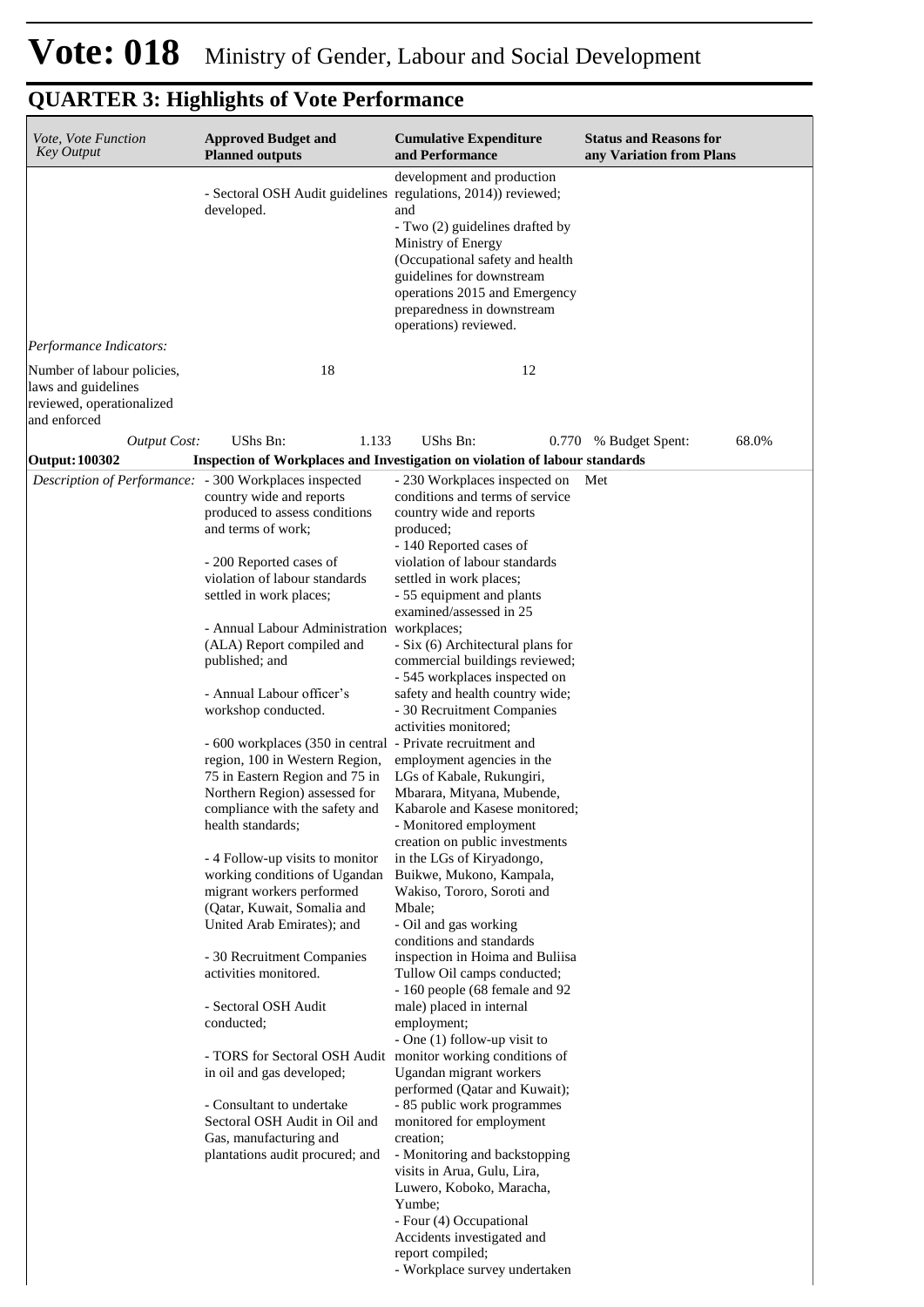# Vote: 018 Ministry of Gender, Labour and Social Development

## QUARTER 3: Highlights of Vote Performance

| *Vote, Vote Function Key Output* | **Approved Budget and Planned outputs** | **Cumulative Expenditure and Performance** | **Status and Reasons for any Variation from Plans** |
|---|---|---|---|
| | - Sectoral OSH Audit guidelines developed. | development and production regulations, 2014)) reviewed; and<br>- Two (2) guidelines drafted by Ministry of Energy (Occupational safety and health guidelines for downstream operations 2015 and Emergency preparedness in downstream operations) reviewed. | |
| *Performance Indicators:* | | | |
| Number of labour policies, laws and guidelines reviewed, operationalized and enforced | 18 | 12 | |
| *Output Cost:* | UShs Bn: 1.133 | UShs Bn: 0.770 | % Budget Spent: 68.0% |
| **Output: 100302** | **Inspection of Workplaces and Investigation on violation of labour standards** | | |
| *Description of Performance:* | - 300 Workplaces inspected country wide and reports produced to assess conditions and terms of work;<br><br>- 200 Reported cases of violation of labour standards settled in work places;<br><br>- Annual Labour Administration (ALA) Report compiled and published; and<br><br>- Annual Labour officer's workshop conducted.<br><br>- 600 workplaces (350 in central region, 100 in Western Region, 75 in Eastern Region and 75 in Northern Region) assessed for compliance with the safety and health standards;<br><br>- 4 Follow-up visits to monitor working conditions of Ugandan migrant workers performed (Qatar, Kuwait, Somalia and United Arab Emirates); and<br><br>- 30 Recruitment Companies activities monitored.<br><br>- Sectoral OSH Audit conducted;<br><br>- TORS for Sectoral OSH Audit in oil and gas developed;<br><br>- Consultant to undertake Sectoral OSH Audit in Oil and Gas, manufacturing and plantations audit procured; and | - 230 Workplaces inspected on conditions and terms of service country wide and reports produced;<br>- 140 Reported cases of violation of labour standards settled in work places;<br>- 55 equipment and plants examined/assessed in 25 workplaces;<br>- Six (6) Architectural plans for commercial buildings reviewed;<br>- 545 workplaces inspected on safety and health country wide;<br>- 30 Recruitment Companies activities monitored;<br>- Private recruitment and employment agencies in the LGs of Kabale, Rukungiri, Mbarara, Mityana, Mubende, Kabarole and Kasese monitored;<br>- Monitored employment creation on public investments in the LGs of Kiryadongo, Buikwe, Mukono, Kampala, Wakiso, Tororo, Soroti and Mbale;<br>- Oil and gas working conditions and standards inspection in Hoima and Buliisa Tullow Oil camps conducted;<br>- 160 people (68 female and 92 male) placed in internal employment;<br>- One (1) follow-up visit to monitor working conditions of Ugandan migrant workers performed (Qatar and Kuwait);<br>- 85 public work programmes monitored for employment creation;<br>- Monitoring and backstopping visits in Arua, Gulu, Lira, Luwero, Koboko, Maracha, Yumbe;<br>- Four (4) Occupational Accidents investigated and report compiled;<br>- Workplace survey undertaken | Met |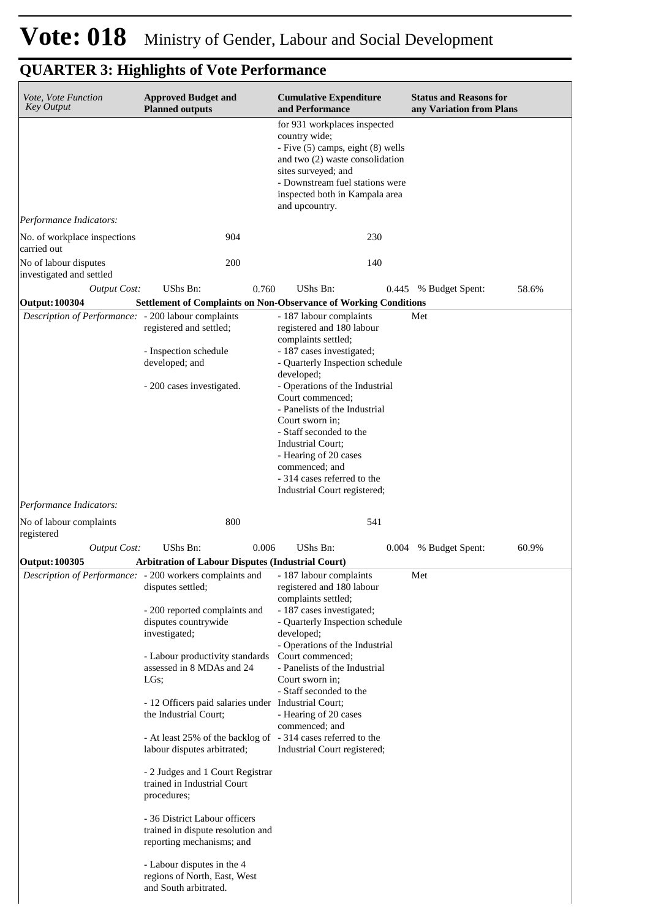# Vote: 018 Ministry of Gender, Labour and Social Development

## QUARTER 3: Highlights of Vote Performance

| *Vote, Vote Function Key Output* | **Approved Budget and Planned outputs** | **Cumulative Expenditure and Performance** | **Status and Reasons for any Variation from Plans** |
|---|---|---|---|
| | | for 931 workplaces inspected country wide;<br>- Five (5) camps, eight (8) wells and two (2) waste consolidation sites surveyed; and<br>- Downstream fuel stations were inspected both in Kampala area and upcountry. | |
| *Performance Indicators:* | | | |
| No. of workplace inspections carried out | 904 | 230 | |
| No of labour disputes investigated and settled | 200 | 140 | |
| *Output Cost:* | UShs Bn: 0.760 | UShs Bn: 0.445 | % Budget Spent: 58.6% |
| **Output: 100304** | **Settlement of Complaints on Non-Observance of Working Conditions** | | |
| *Description of Performance:* | - 200 labour complaints registered and settled;<br><br>- Inspection schedule developed; and<br><br>- 200 cases investigated. | - 187 labour complaints registered and 180 labour complaints settled;<br>- 187 cases investigated;<br>- Quarterly Inspection schedule developed;<br>- Operations of the Industrial Court commenced;<br>- Panelists of the Industrial Court sworn in;<br>- Staff seconded to the Industrial Court;<br>- Hearing of 20 cases commenced; and<br>- 314 cases referred to the Industrial Court registered; | Met |
| *Performance Indicators:* | | | |
| No of labour complaints registered | 800 | 541 | |
| *Output Cost:* | UShs Bn: 0.006 | UShs Bn: 0.004 | % Budget Spent: 60.9% |
| **Output: 100305** | **Arbitration of Labour Disputes (Industrial Court)** | | |
| *Description of Performance:* | - 200 workers complaints and disputes settled;<br><br>- 200 reported complaints and disputes countrywide investigated;<br><br>- Labour productivity standards assessed in 8 MDAs and 24 LGs;<br><br>- 12 Officers paid salaries under the Industrial Court;<br><br>- At least 25% of the backlog of labour disputes arbitrated;<br><br>- 2 Judges and 1 Court Registrar trained in Industrial Court procedures;<br><br>- 36 District Labour officers trained in dispute resolution and reporting mechanisms; and<br><br>- Labour disputes in the 4 regions of North, East, West and South arbitrated. | - 187 labour complaints registered and 180 labour complaints settled;<br>- 187 cases investigated;<br>- Quarterly Inspection schedule developed;<br>- Operations of the Industrial Court commenced;<br>- Panelists of the Industrial Court sworn in;<br>- Staff seconded to the Industrial Court;<br>- Hearing of 20 cases commenced; and<br>- 314 cases referred to the Industrial Court registered; | Met |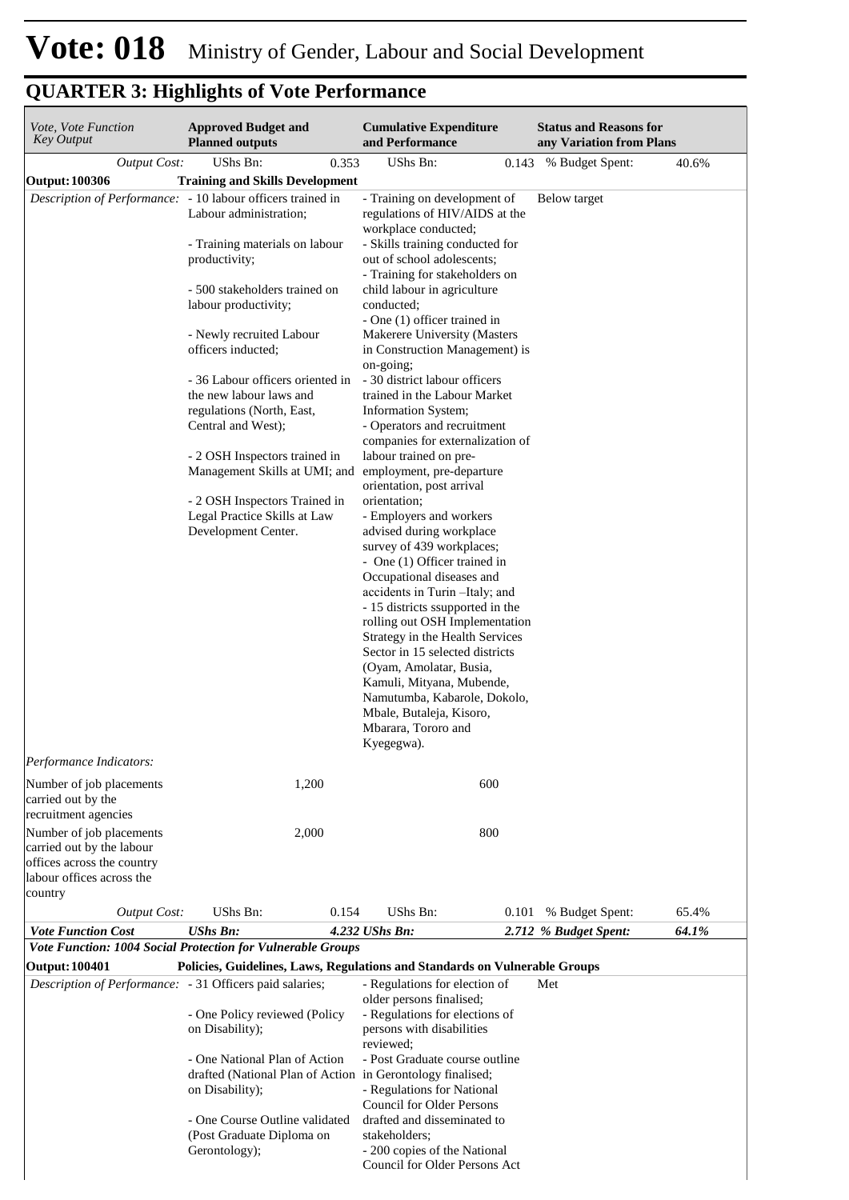# Vote: 018 Ministry of Gender, Labour and Social Development

## QUARTER 3: Highlights of Vote Performance

| Vote, Vote Function Key Output | Approved Budget and Planned outputs | | Cumulative Expenditure and Performance | | Status and Reasons for any Variation from Plans | |
|---|---|---|---|---|---|---|
| *Output Cost:* | UShs Bn: | 0.353 | UShs Bn: | 0.143 | % Budget Spent: | 40.6% |
| **Output: 100306** | **Training and Skills Development** | | | | | |
| *Description of Performance:* | - 10 labour officers trained in Labour administration;<br><br>- Training materials on labour productivity;<br><br>- 500 stakeholders trained on labour productivity;<br><br>- Newly recruited Labour officers inducted;<br><br>- 36 Labour officers oriented in the new labour laws and regulations (North, East, Central and West);<br><br>- 2 OSH Inspectors trained in Management Skills at UMI; and<br><br>- 2 OSH Inspectors Trained in Legal Practice Skills at Law Development Center. | | - Training on development of regulations of HIV/AIDS at the workplace conducted;<br>- Skills training conducted for out of school adolescents;<br>- Training for stakeholders on child labour in agriculture conducted;<br>- One (1) officer trained in Makerere University (Masters in Construction Management) is on-going;<br>- 30 district labour officers trained in the Labour Market Information System;<br>- Operators and recruitment companies for externalization of labour trained on pre-employment, pre-departure orientation, post arrival orientation;<br>- Employers and workers advised during workplace survey of 439 workplaces;<br>- One (1) Officer trained in Occupational diseases and accidents in Turin –Italy; and<br>- 15 districts ssupported in the rolling out OSH Implementation Strategy in the Health Services Sector in 15 selected districts (Oyam, Amolatar, Busia, Kamuli, Mityana, Mubende, Namutumba, Kabarole, Dokolo, Mbale, Butaleja, Kisoro, Mbarara, Tororo and Kyegegwa). | | Below target | |
| *Performance Indicators:* | | | | | | |
| Number of job placements carried out by the recruitment agencies | | 1,200 | | 600 | | |
| Number of job placements carried out by the labour offices across the country labour offices across the country | | 2,000 | | 800 | | |
| *Output Cost:* | UShs Bn: | 0.154 | UShs Bn: | 0.101 | % Budget Spent: | 65.4% |
| ***Vote Function Cost*** | ***UShs Bn:*** | ***4.232*** | ***UShs Bn:*** | ***2.712*** | ***% Budget Spent:*** | ***64.1%*** |
| ***Vote Function: 1004 Social Protection for Vulnerable Groups*** | | | | | | |
| **Output: 100401** | **Policies, Guidelines, Laws, Regulations and Standards on Vulnerable Groups** | | | | | |
| *Description of Performance:* | - 31 Officers paid salaries;<br><br>- One Policy reviewed (Policy on Disability);<br><br>- One National Plan of Action drafted (National Plan of Action on Disability);<br><br>- One Course Outline validated (Post Graduate Diploma on Gerontology); | | - Regulations for election of older persons finalised;<br>- Regulations for elections of persons with disabilities reviewed;<br>- Post Graduate course outline in Gerontology finalised;<br>- Regulations for National Council for Older Persons drafted and disseminated to stakeholders;<br>- 200 copies of the National Council for Older Persons Act | | Met | |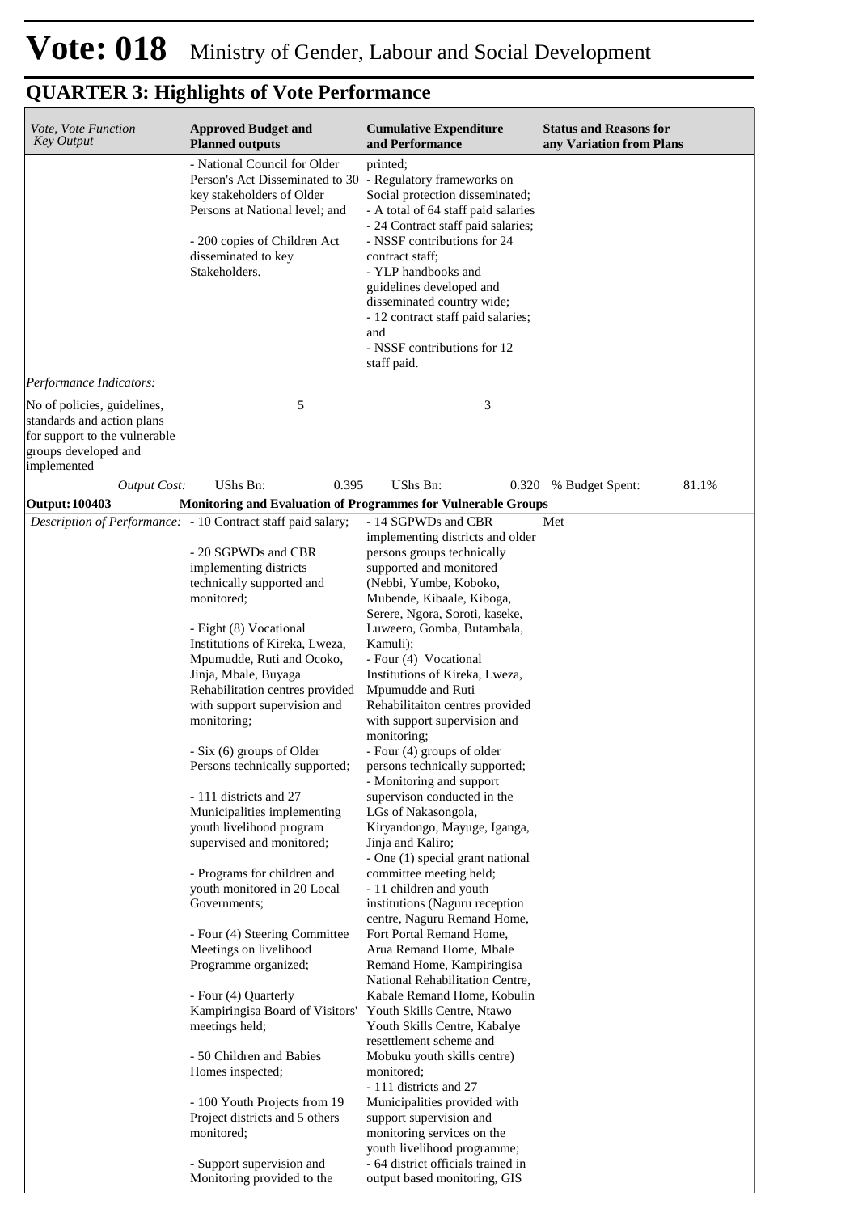# Vote: 018 Ministry of Gender, Labour and Social Development

## QUARTER 3: Highlights of Vote Performance

| *Vote, Vote Function Key Output* | **Approved Budget and Planned outputs** | **Cumulative Expenditure and Performance** | **Status and Reasons for any Variation from Plans** |
|---|---|---|---|
| | - National Council for Older Person's Act Disseminated to 30 key stakeholders of Older Persons at National level; and<br><br>- 200 copies of Children Act disseminated to key Stakeholders. | printed;<br>- Regulatory frameworks on Social protection disseminated;<br>- A total of 64 staff paid salaries<br>- 24 Contract staff paid salaries;<br>- NSSF contributions for 24 contract staff;<br>- YLP handbooks and guidelines developed and disseminated country wide;<br>- 12 contract staff paid salaries; and<br>- NSSF contributions for 12 staff paid. | |
| *Performance Indicators:* | | | |
| No of policies, guidelines, standards and action plans for support to the vulnerable groups developed and implemented | 5 | 3 | |
| *Output Cost:* | UShs Bn: 0.395 | UShs Bn: 0.320 | % Budget Spent: 81.1% |
| **Output: 100403** | **Monitoring and Evaluation of Programmes for Vulnerable Groups** | | |
| *Description of Performance:* | - 10 Contract staff paid salary;<br><br>- 20 SGPWDs and CBR implementing districts technically supported and monitored;<br><br>- Eight (8) Vocational Institutions of Kireka, Lweza, Mpumudde, Ruti and Ocoko, Jinja, Mbale, Buyaga Rehabilitation centres provided with support supervision and monitoring;<br><br>- Six (6) groups of Older Persons technically supported;<br><br>- 111 districts and 27 Municipalities implementing youth livelihood program supervised and monitored;<br><br>- Programs for children and youth monitored in 20 Local Governments;<br><br>- Four (4) Steering Committee Meetings on livelihood Programme organized;<br><br>- Four (4) Quarterly Kampiringisa Board of Visitors' meetings held;<br><br>- 50 Children and Babies Homes inspected;<br><br>- 100 Youth Projects from 19 Project districts and 5 others monitored;<br><br>- Support supervision and Monitoring provided to the | - 14 SGPWDs and CBR implementing districts and older persons groups technically supported and monitored (Nebbi, Yumbe, Koboko, Mubende, Kibaale, Kiboga, Serere, Ngora, Soroti, kaseke, Luweero, Gomba, Butambala, Kamuli);<br>- Four (4) Vocational Institutions of Kireka, Lweza, Mpumudde and Ruti Rehabilitaiton centres provided with support supervision and monitoring;<br>- Four (4) groups of older persons technically supported;<br>- Monitoring and support supervison conducted in the LGs of Nakasongola, Kiryandongo, Mayuge, Iganga, Jinja and Kaliro;<br>- One (1) special grant national committee meeting held;<br>- 11 children and youth institutions (Naguru reception centre, Naguru Remand Home, Fort Portal Remand Home, Arua Remand Home, Mbale Remand Home, Kampiringisa National Rehabilitation Centre, Kabale Remand Home, Kobulin Youth Skills Centre, Ntawo Youth Skills Centre, Kabalye resettlement scheme and Mobuku youth skills centre) monitored;<br>- 111 districts and 27 Municipalities provided with support supervision and monitoring services on the youth livelihood programme;<br>- 64 district officials trained in output based monitoring, GIS | Met |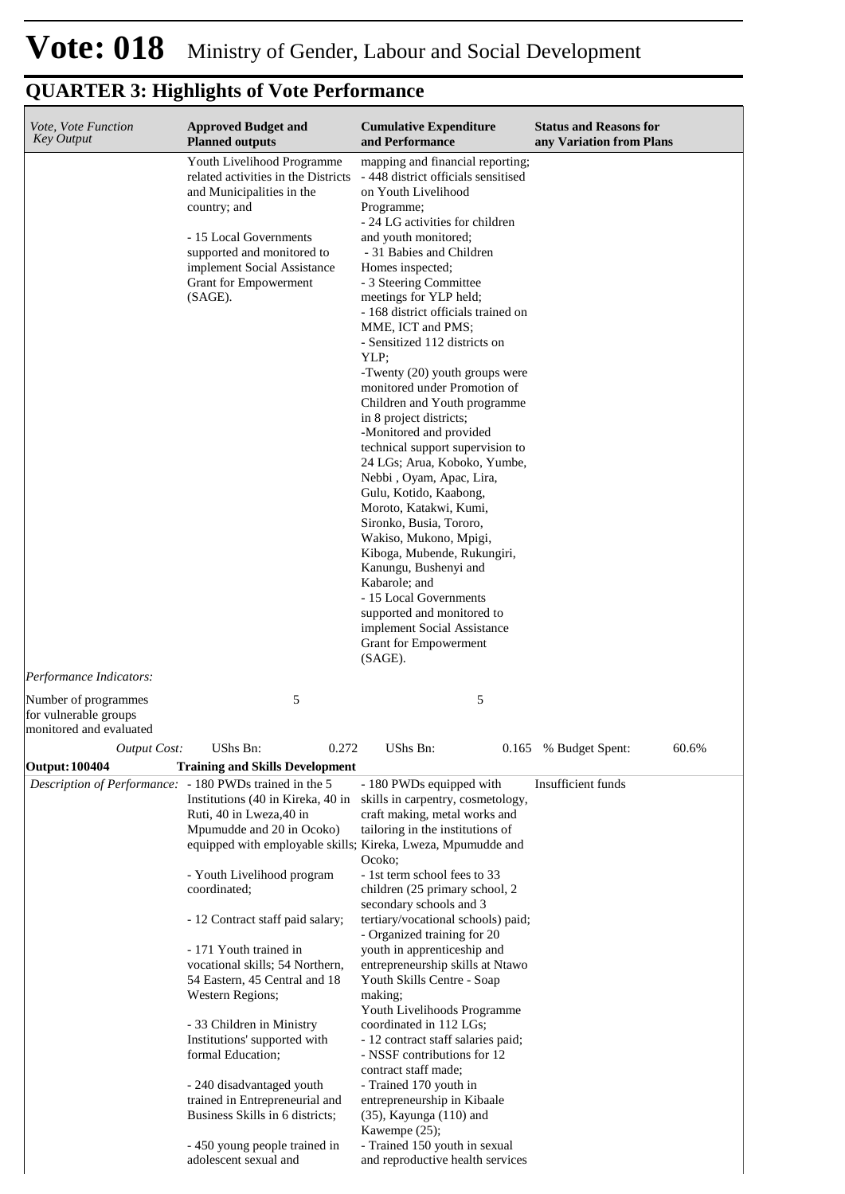# Vote: 018 Ministry of Gender, Labour and Social Development

## QUARTER 3: Highlights of Vote Performance

| *Vote, Vote Function Key Output* | **Approved Budget and Planned outputs** | **Cumulative Expenditure and Performance** | **Status and Reasons for any Variation from Plans** |
|---|---|---|---|
| | Youth Livelihood Programme related activities in the Districts and Municipalities in the country; and<br><br>- 15 Local Governments supported and monitored to implement Social Assistance Grant for Empowerment (SAGE). | mapping and financial reporting;<br>- 448 district officials sensitised on Youth Livelihood Programme;<br>- 24 LG activities for children and youth monitored;<br>- 31 Babies and Children Homes inspected;<br>- 3 Steering Committee meetings for YLP held;<br>- 168 district officials trained on MME, ICT and PMS;<br>- Sensitized 112 districts on YLP;<br>-Twenty (20) youth groups were monitored under Promotion of Children and Youth programme in 8 project districts;<br>-Monitored and provided technical support supervision to 24 LGs; Arua, Koboko, Yumbe, Nebbi , Oyam, Apac, Lira, Gulu, Kotido, Kaabong, Moroto, Katakwi, Kumi, Sironko, Busia, Tororo, Wakiso, Mukono, Mpigi, Kiboga, Mubende, Rukungiri, Kanungu, Bushenyi and Kabarole; and<br>- 15 Local Governments supported and monitored to implement Social Assistance Grant for Empowerment (SAGE). | |
| *Performance Indicators:* | | | |
| Number of programmes for vulnerable groups monitored and evaluated | 5 | 5 | |
| *Output Cost:* | UShs Bn: 0.272 | UShs Bn: 0.165 | % Budget Spent: 60.6% |
| **Output: 100404** | **Training and Skills Development** | | |
| *Description of Performance:* | - 180 PWDs trained in the 5 Institutions (40 in Kireka, 40 in Ruti, 40 in Lweza,40 in Mpumudde and 20 in Ocoko) equipped with employable skills;<br><br>- Youth Livelihood program coordinated;<br><br>- 12 Contract staff paid salary;<br><br>- 171 Youth trained in vocational skills; 54 Northern, 54 Eastern, 45 Central and 18 Western Regions;<br><br>- 33 Children in Ministry Institutions' supported with formal Education;<br><br>- 240 disadvantaged youth trained in Entrepreneurial and Business Skills in 6 districts;<br><br>- 450 young people trained in adolescent sexual and | - 180 PWDs equipped with skills in carpentry, cosmetology, craft making, metal works and tailoring in the institutions of Kireka, Lweza, Mpumudde and Ocoko;<br>- 1st term school fees to 33 children (25 primary school, 2 secondary schools and 3 tertiary/vocational schools) paid;<br>- Organized training for 20 youth in apprenticeship and entrepreneurship skills at Ntawo Youth Skills Centre - Soap making;<br>Youth Livelihoods Programme coordinated in 112 LGs;<br>- 12 contract staff salaries paid;<br>- NSSF contributions for 12 contract staff made;<br>- Trained 170 youth in entrepreneurship in Kibaale (35), Kayunga (110) and Kawempe (25);<br>- Trained 150 youth in sexual and reproductive health services | Insufficient funds |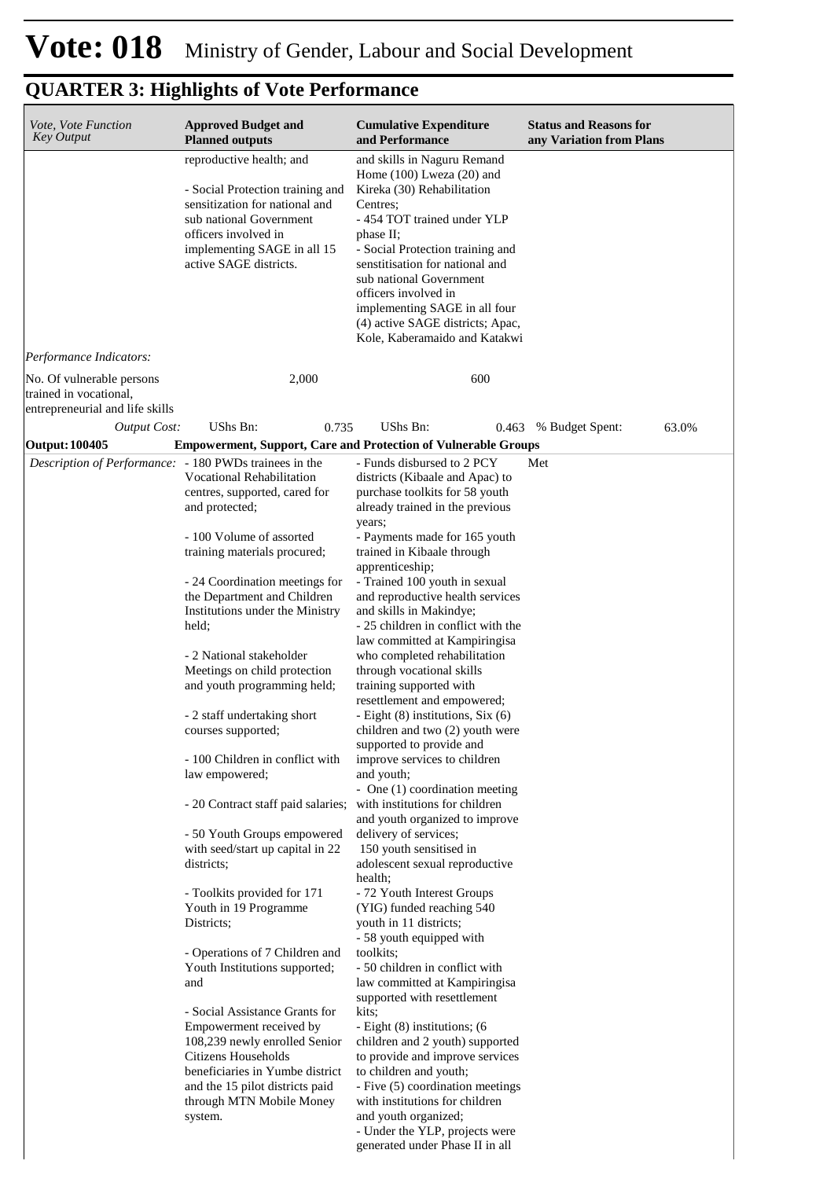# Vote: 018 Ministry of Gender, Labour and Social Development

## QUARTER 3: Highlights of Vote Performance

| *Vote, Vote Function Key Output* | **Approved Budget and Planned outputs** | **Cumulative Expenditure and Performance** | **Status and Reasons for any Variation from Plans** |
|---|---|---|---|
| | reproductive health; and<br><br>- Social Protection training and sensitization for national and sub national Government officers involved in implementing SAGE in all 15 active SAGE districts. | and skills in Naguru Remand Home (100) Lweza (20) and Kireka (30) Rehabilitation Centres;<br>- 454 TOT trained under YLP phase II;<br>- Social Protection training and senstitisation for national and sub national Government officers involved in implementing SAGE in all four (4) active SAGE districts; Apac, Kole, Kaberamaido and Katakwi | |
| *Performance Indicators:* | | | |
| No. Of vulnerable persons trained in vocational, entrepreneurial and life skills | 2,000 | 600 | |
| *Output Cost:* | UShs Bn: 0.735 | UShs Bn: 0.463 | % Budget Spent: 63.0% |
| **Output: 100405** | **Empowerment, Support, Care and Protection of Vulnerable Groups** | | |
| *Description of Performance:* | - 180 PWDs trainees in the Vocational Rehabilitation centres, supported, cared for and protected;<br><br>- 100 Volume of assorted training materials procured;<br><br>- 24 Coordination meetings for the Department and Children Institutions under the Ministry held;<br><br>- 2 National stakeholder Meetings on child protection and youth programming held;<br><br>- 2 staff undertaking short courses supported;<br><br>- 100 Children in conflict with law empowered;<br><br>- 20 Contract staff paid salaries;<br><br>- 50 Youth Groups empowered with seed/start up capital in 22 districts;<br><br>- Toolkits provided for 171 Youth in 19 Programme Districts;<br><br>- Operations of 7 Children and Youth Institutions supported; and<br><br>- Social Assistance Grants for Empowerment received by 108,239 newly enrolled Senior Citizens Households beneficiaries in Yumbe district and the 15 pilot districts paid through MTN Mobile Money system. | - Funds disbursed to 2 PCY districts (Kibaale and Apac) to purchase toolkits for 58 youth already trained in the previous years;<br>- Payments made for 165 youth trained in Kibaale through apprenticeship;<br>- Trained 100 youth in sexual and reproductive health services and skills in Makindye;<br>- 25 children in conflict with the law committed at Kampiringisa who completed rehabilitation through vocational skills training supported with resettlement and empowered;<br>- Eight (8) institutions, Six (6) children and two (2) youth were supported to provide and improve services to children and youth;<br>- One (1) coordination meeting with institutions for children and youth organized to improve delivery of services;<br>150 youth sensitised in adolescent sexual reproductive health;<br>- 72 Youth Interest Groups (YIG) funded reaching 540 youth in 11 districts;<br>- 58 youth equipped with toolkits;<br>- 50 children in conflict with law committed at Kampiringisa supported with resettlement kits;<br>- Eight (8) institutions; (6 children and 2 youth) supported to provide and improve services to children and youth;<br>- Five (5) coordination meetings with institutions for children and youth organized;<br>- Under the YLP, projects were generated under Phase II in all | Met |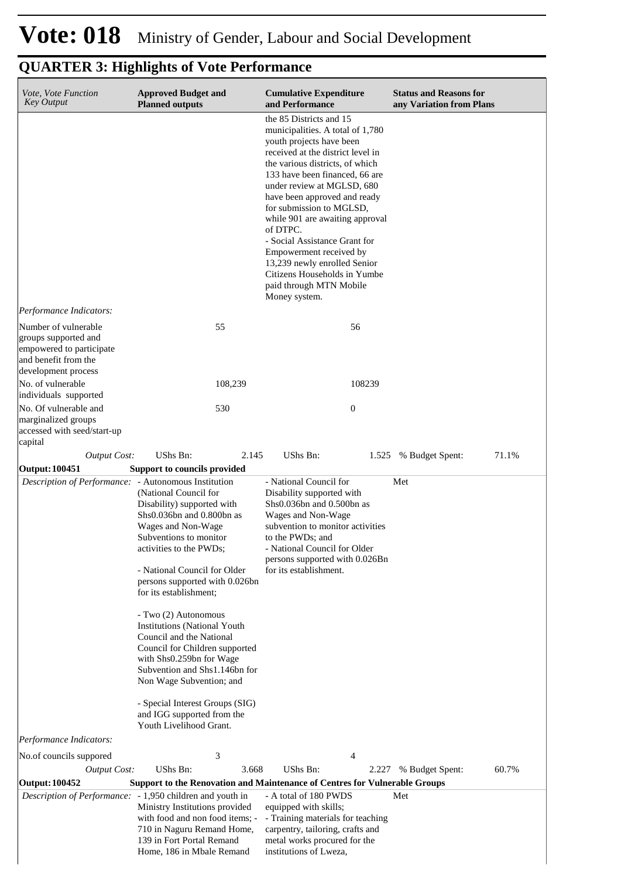# Vote: 018 Ministry of Gender, Labour and Social Development

## QUARTER 3: Highlights of Vote Performance

| *Vote, Vote Function Key Output* | **Approved Budget and Planned outputs** | **Cumulative Expenditure and Performance** | **Status and Reasons for any Variation from Plans** |
|---|---|---|---|
| | | the 85 Districts and 15 municipalities. A total of 1,780 youth projects have been received at the district level in the various districts, of which 133 have been financed, 66 are under review at MGLSD, 680 have been approved and ready for submission to MGLSD, while 901 are awaiting approval of DTPC.<br>- Social Assistance Grant for Empowerment received by 13,239 newly enrolled Senior Citizens Households in Yumbe paid through MTN Mobile Money system. | |
| *Performance Indicators:* | | | |
| Number of vulnerable groups supported and empowered to participate and benefit from the development process | 55 | 56 | |
| No. of vulnerable individuals supported | 108,239 | 108239 | |
| No. Of vulnerable and marginalized groups accessed with seed/start-up capital | 530 | 0 | |
| *Output Cost:* | UShs Bn: 2.145 | UShs Bn: 1.525 | % Budget Spent: 71.1% |
| **Output: 100451** | **Support to councils provided** | | |
| *Description of Performance:* | - Autonomous Institution (National Council for Disability) supported with Shs0.036bn and 0.800bn as Wages and Non-Wage Subventions to monitor activities to the PWDs;<br><br>- National Council for Older persons supported with 0.026bn for its establishment;<br><br>- Two (2) Autonomous Institutions (National Youth Council and the National Council for Children supported with Shs0.259bn for Wage Subvention and Shs1.146bn for Non Wage Subvention; and<br><br>- Special Interest Groups (SIG) and IGG supported from the Youth Livelihood Grant. | - National Council for Disability supported with Shs0.036bn and 0.500bn as Wages and Non-Wage subvention to monitor activities to the PWDs; and<br>- National Council for Older persons supported with 0.026Bn for its establishment. | Met |
| *Performance Indicators:* | | | |
| No.of councils suppored | 3 | 4 | |
| *Output Cost:* | UShs Bn: 3.668 | UShs Bn: 2.227 | % Budget Spent: 60.7% |
| **Output: 100452** | **Support to the Renovation and Maintenance of Centres for Vulnerable Groups** | | |
| *Description of Performance:* | - 1,950 children and youth in Ministry Institutions provided with food and non food items; - 710 in Naguru Remand Home, 139 in Fort Portal Remand Home, 186 in Mbale Remand | - A total of 180 PWDS equipped with skills;<br>- Training materials for teaching carpentry, tailoring, crafts and metal works procured for the institutions of Lweza, | Met |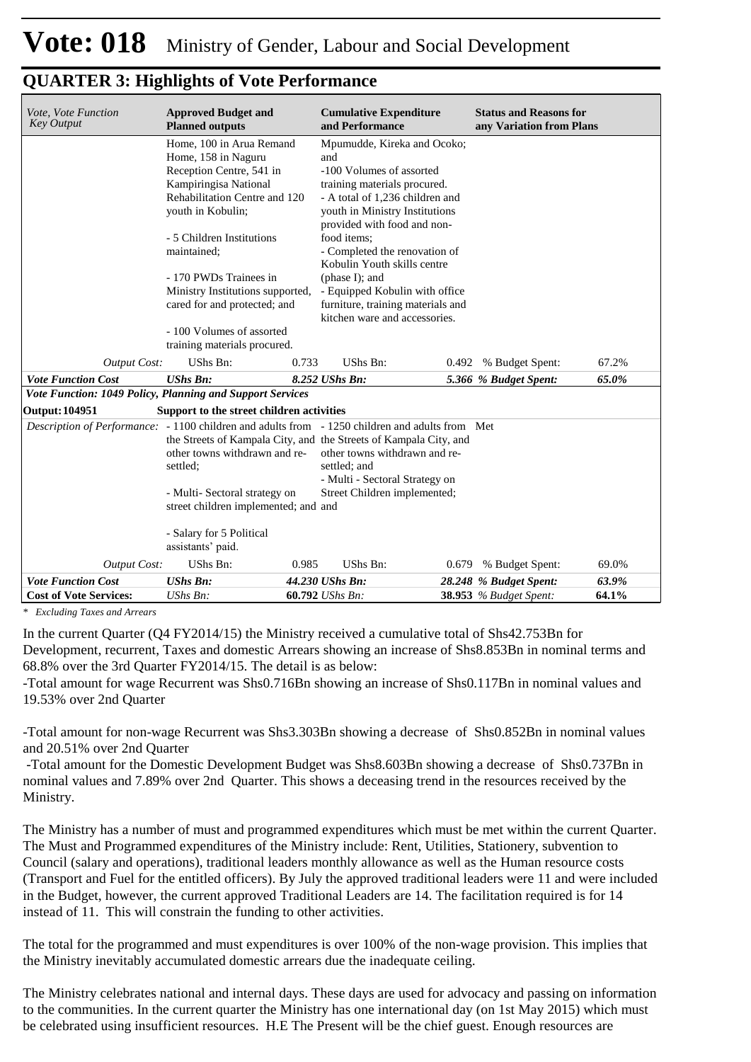# Vote: 018 Ministry of Gender, Labour and Social Development

## QUARTER 3: Highlights of Vote Performance

| *Vote, Vote Function Key Output* | **Approved Budget and Planned outputs** | | **Cumulative Expenditure and Performance** | | **Status and Reasons for any Variation from Plans** | |
|---|---|---|---|---|---|---|
| | Home, 100 in Arua Remand Home, 158 in Naguru Reception Centre, 541 in Kampiringisa National Rehabilitation Centre and 120 youth in Kobulin;<br><br>- 5 Children Institutions maintained;<br><br>- 170 PWDs Trainees in Ministry Institutions supported, cared for and protected; and<br><br>- 100 Volumes of assorted training materials procured. | | Mpumudde, Kireka and Ocoko; and<br>-100 Volumes of assorted training materials procured.<br>- A total of 1,236 children and youth in Ministry Institutions provided with food and non-food items;<br>- Completed the renovation of Kobulin Youth skills centre (phase I); and<br>- Equipped Kobulin with office furniture, training materials and kitchen ware and accessories. | | | |
| *Output Cost:* | UShs Bn: | 0.733 | UShs Bn: | 0.492 | % Budget Spent: | 67.2% |
| ***Vote Function Cost*** | ***UShs Bn:*** | ***8.252*** | ***UShs Bn:*** | ***5.366*** | ***% Budget Spent:*** | ***65.0%*** |
| ***Vote Function: 1049 Policy, Planning and Support Services*** | | | | | | |
| **Output: 104951** | **Support to the street children activities** | | | | | |
| *Description of Performance:* | - 1100 children and adults from the Streets of Kampala City, and other towns withdrawn and re-settled;<br><br>- Multi- Sectoral strategy on street children implemented; and<br><br>- Salary for 5 Political assistants' paid. | | - 1250 children and adults from the Streets of Kampala City, and other towns withdrawn and re-settled; and<br>- Multi - Sectoral Strategy on Street Children implemented; and | | Met | |
| *Output Cost:* | UShs Bn: | 0.985 | UShs Bn: | 0.679 | % Budget Spent: | 69.0% |
| ***Vote Function Cost*** | ***UShs Bn:*** | ***44.230*** | ***UShs Bn:*** | ***28.248*** | ***% Budget Spent:*** | ***63.9%*** |
| **Cost of Vote Services:** | *UShs Bn:* | **60.792** | *UShs Bn:* | **38.953** | *% Budget Spent:* | **64.1%** |

*\* Excluding Taxes and Arrears*

In the current Quarter (Q4 FY2014/15) the Ministry received a cumulative total of Shs42.753Bn for Development, recurrent, Taxes and domestic Arrears showing an increase of Shs8.853Bn in nominal terms and 68.8% over the 3rd Quarter FY2014/15. The detail is as below:

-Total amount for wage Recurrent was Shs0.716Bn showing an increase of Shs0.117Bn in nominal values and 19.53% over 2nd Quarter

-Total amount for non-wage Recurrent was Shs3.303Bn showing a decrease of Shs0.852Bn in nominal values and 20.51% over 2nd Quarter

-Total amount for the Domestic Development Budget was Shs8.603Bn showing a decrease of Shs0.737Bn in nominal values and 7.89% over 2nd Quarter. This shows a deceasing trend in the resources received by the Ministry.

The Ministry has a number of must and programmed expenditures which must be met within the current Quarter. The Must and Programmed expenditures of the Ministry include: Rent, Utilities, Stationery, subvention to Council (salary and operations), traditional leaders monthly allowance as well as the Human resource costs (Transport and Fuel for the entitled officers). By July the approved traditional leaders were 11 and were included in the Budget, however, the current approved Traditional Leaders are 14. The facilitation required is for 14 instead of 11. This will constrain the funding to other activities.

The total for the programmed and must expenditures is over 100% of the non-wage provision. This implies that the Ministry inevitably accumulated domestic arrears due the inadequate ceiling.

The Ministry celebrates national and internal days. These days are used for advocacy and passing on information to the communities. In the current quarter the Ministry has one international day (on 1st May 2015) which must be celebrated using insufficient resources. H.E The Present will be the chief guest. Enough resources are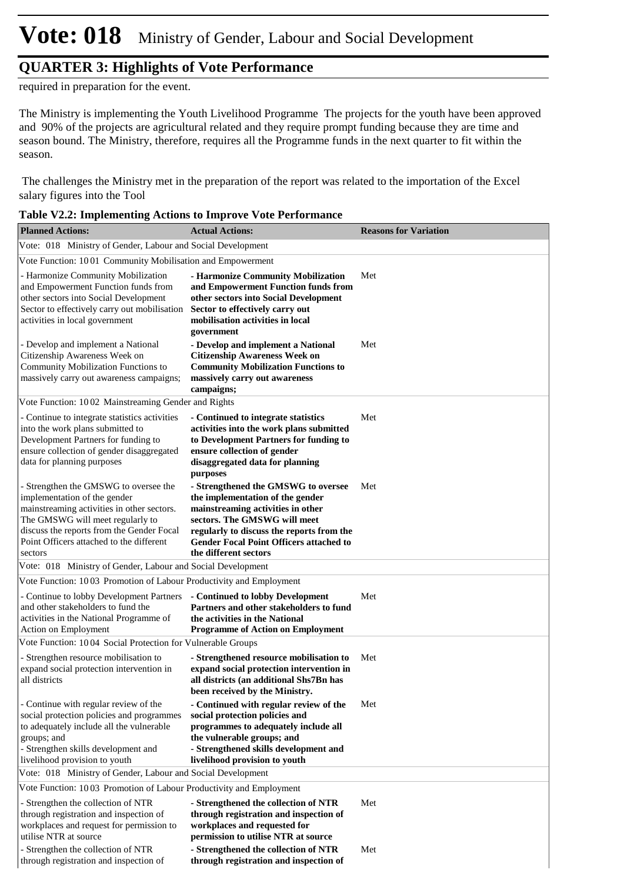required in preparation for the event.

The Ministry is implementing the Youth Livelihood Programme The projects for the youth have been approved and 90% of the projects are agricultural related and they require prompt funding because they are time and season bound. The Ministry, therefore, requires all the Programme funds in the next quarter to fit within the season.

The challenges the Ministry met in the preparation of the report was related to the importation of the Excel salary figures into the Tool

**Table V2.2: Implementing Actions to Improve Vote Performance**

| Planned Actions: | Actual Actions: | Reasons for Variation |
|---|---|---|
| Vote: 018 Ministry of Gender, Labour and Social Development | | |
| Vote Function: 10 01 Community Mobilisation and Empowerment | | |
| - Harmonize Community Mobilization and Empowerment Function funds from other sectors into Social Development Sector to effectively carry out mobilisation activities in local government | **- Harmonize Community Mobilization and Empowerment Function funds from other sectors into Social Development Sector to effectively carry out mobilisation activities in local government** | Met |
| - Develop and implement a National Citizenship Awareness Week on Community Mobilization Functions to massively carry out awareness campaigns; | **- Develop and implement a National Citizenship Awareness Week on Community Mobilization Functions to massively carry out awareness campaigns;** | Met |
| Vote Function: 10 02 Mainstreaming Gender and Rights | | |
| - Continue to integrate statistics activities into the work plans submitted to Development Partners for funding to ensure collection of gender disaggregated data for planning purposes | **- Continued to integrate statistics activities into the work plans submitted to Development Partners for funding to ensure collection of gender disaggregated data for planning purposes** | Met |
| - Strengthen the GMSWG to oversee the implementation of the gender mainstreaming activities in other sectors. The GMSWG will meet regularly to discuss the reports from the Gender Focal Point Officers attached to the different sectors | **- Strengthened the GMSWG to oversee the implementation of the gender mainstreaming activities in other sectors. The GMSWG will meet regularly to discuss the reports from the Gender Focal Point Officers attached to the different sectors** | Met |
| Vote: 018 Ministry of Gender, Labour and Social Development | | |
| Vote Function: 10 03 Promotion of Labour Productivity and Employment | | |
| - Continue to lobby Development Partners and other stakeholders to fund the activities in the National Programme of Action on Employment | **- Continued to lobby Development Partners and other stakeholders to fund the activities in the National Programme of Action on Employment** | Met |
| Vote Function: 10 04 Social Protection for Vulnerable Groups | | |
| - Strengthen resource mobilisation to expand social protection intervention in all districts | **- Strengthened resource mobilisation to expand social protection intervention in all districts (an additional Shs7Bn has been received by the Ministry.** | Met |
| - Continue with regular review of the social protection policies and programmes to adequately include all the vulnerable groups; and<br>- Strengthen skills development and livelihood provision to youth | **- Continued with regular review of the social protection policies and programmes to adequately include all the vulnerable groups; and<br>- Strengthened skills development and livelihood provision to youth** | Met |
| Vote: 018 Ministry of Gender, Labour and Social Development | | |
| Vote Function: 10 03 Promotion of Labour Productivity and Employment | | |
| - Strengthen the collection of NTR through registration and inspection of workplaces and request for permission to utilise NTR at source | **- Strengthened the collection of NTR through registration and inspection of workplaces and requested for permission to utilise NTR at source** | Met |
| - Strengthen the collection of NTR through registration and inspection of | **- Strengthened the collection of NTR through registration and inspection of** | Met |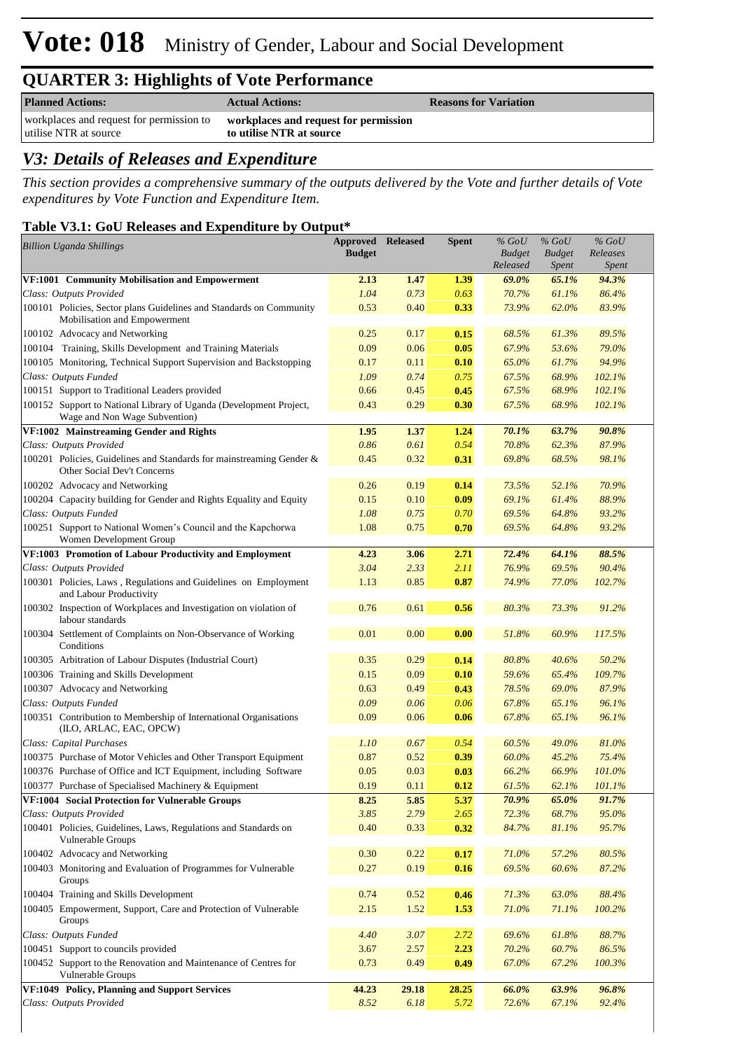# Vote: 018 Ministry of Gender, Labour and Social Development

## QUARTER 3: Highlights of Vote Performance

| Planned Actions: | Actual Actions: | Reasons for Variation |
|---|---|---|
| workplaces and request for permission to utilise NTR at source | **workplaces and request for permission to utilise NTR at source** | |

## *V3: Details of Releases and Expenditure*

*This section provides a comprehensive summary of the outputs delivered by the Vote and further details of Vote expenditures by Vote Function and Expenditure Item.*

### Table V3.1: GoU Releases and Expenditure by Output*

| *Billion Uganda Shillings* | Approved Budget | Released | Spent | *% GoU Budget Released* | *% GoU Budget Spent* | *% GoU Releases Spent* |
|---|---|---|---|---|---|---|
| **VF:1001 Community Mobilisation and Empowerment** | **2.13** | **1.47** | **1.39** | ***69.0%*** | ***65.1%*** | ***94.3%*** |
| *Class: Outputs Provided* | *1.04* | *0.73* | *0.63* | *70.7%* | *61.1%* | *86.4%* |
| 100101 Policies, Sector plans Guidelines and Standards on Community Mobilisation and Empowerment | 0.53 | 0.40 | **0.33** | *73.9%* | *62.0%* | *83.9%* |
| 100102 Advocacy and Networking | 0.25 | 0.17 | **0.15** | *68.5%* | *61.3%* | *89.5%* |
| 100104 Training, Skills Development and Training Materials | 0.09 | 0.06 | **0.05** | *67.9%* | *53.6%* | *79.0%* |
| 100105 Monitoring, Technical Support Supervision and Backstopping | 0.17 | 0.11 | **0.10** | *65.0%* | *61.7%* | *94.9%* |
| *Class: Outputs Funded* | *1.09* | *0.74* | *0.75* | *67.5%* | *68.9%* | *102.1%* |
| 100151 Support to Traditional Leaders provided | 0.66 | 0.45 | **0.45** | *67.5%* | *68.9%* | *102.1%* |
| 100152 Support to National Library of Uganda (Development Project, Wage and Non Wage Subvention) | 0.43 | 0.29 | **0.30** | *67.5%* | *68.9%* | *102.1%* |
| **VF:1002 Mainstreaming Gender and Rights** | **1.95** | **1.37** | **1.24** | ***70.1%*** | ***63.7%*** | ***90.8%*** |
| *Class: Outputs Provided* | *0.86* | *0.61* | *0.54* | *70.8%* | *62.3%* | *87.9%* |
| 100201 Policies, Guidelines and Standards for mainstreaming Gender & Other Social Dev't Concerns | 0.45 | 0.32 | **0.31** | *69.8%* | *68.5%* | *98.1%* |
| 100202 Advocacy and Networking | 0.26 | 0.19 | **0.14** | *73.5%* | *52.1%* | *70.9%* |
| 100204 Capacity building for Gender and Rights Equality and Equity | 0.15 | 0.10 | **0.09** | *69.1%* | *61.4%* | *88.9%* |
| *Class: Outputs Funded* | *1.08* | *0.75* | *0.70* | *69.5%* | *64.8%* | *93.2%* |
| 100251 Support to National Women's Council and the Kapchorwa Women Development Group | 1.08 | 0.75 | **0.70** | *69.5%* | *64.8%* | *93.2%* |
| **VF:1003 Promotion of Labour Productivity and Employment** | **4.23** | **3.06** | **2.71** | ***72.4%*** | ***64.1%*** | ***88.5%*** |
| *Class: Outputs Provided* | *3.04* | *2.33* | *2.11* | *76.9%* | *69.5%* | *90.4%* |
| 100301 Policies, Laws , Regulations and Guidelines on Employment and Labour Productivity | 1.13 | 0.85 | **0.87** | *74.9%* | *77.0%* | *102.7%* |
| 100302 Inspection of Workplaces and Investigation on violation of labour standards | 0.76 | 0.61 | **0.56** | *80.3%* | *73.3%* | *91.2%* |
| 100304 Settlement of Complaints on Non-Observance of Working Conditions | 0.01 | 0.00 | **0.00** | *51.8%* | *60.9%* | *117.5%* |
| 100305 Arbitration of Labour Disputes (Industrial Court) | 0.35 | 0.29 | **0.14** | *80.8%* | *40.6%* | *50.2%* |
| 100306 Training and Skills Development | 0.15 | 0.09 | **0.10** | *59.6%* | *65.4%* | *109.7%* |
| 100307 Advocacy and Networking | 0.63 | 0.49 | **0.43** | *78.5%* | *69.0%* | *87.9%* |
| *Class: Outputs Funded* | *0.09* | *0.06* | *0.06* | *67.8%* | *65.1%* | *96.1%* |
| 100351 Contribution to Membership of International Organisations (ILO, ARLAC, EAC, OPCW) | 0.09 | 0.06 | **0.06** | *67.8%* | *65.1%* | *96.1%* |
| *Class: Capital Purchases* | *1.10* | *0.67* | *0.54* | *60.5%* | *49.0%* | *81.0%* |
| 100375 Purchase of Motor Vehicles and Other Transport Equipment | 0.87 | 0.52 | **0.39** | *60.0%* | *45.2%* | *75.4%* |
| 100376 Purchase of Office and ICT Equipment, including Software | 0.05 | 0.03 | **0.03** | *66.2%* | *66.9%* | *101.0%* |
| 100377 Purchase of Specialised Machinery & Equipment | 0.19 | 0.11 | **0.12** | *61.5%* | *62.1%* | *101.1%* |
| **VF:1004 Social Protection for Vulnerable Groups** | **8.25** | **5.85** | **5.37** | ***70.9%*** | ***65.0%*** | ***91.7%*** |
| *Class: Outputs Provided* | *3.85* | *2.79* | *2.65* | *72.3%* | *68.7%* | *95.0%* |
| 100401 Policies, Guidelines, Laws, Regulations and Standards on Vulnerable Groups | 0.40 | 0.33 | **0.32** | *84.7%* | *81.1%* | *95.7%* |
| 100402 Advocacy and Networking | 0.30 | 0.22 | **0.17** | *71.0%* | *57.2%* | *80.5%* |
| 100403 Monitoring and Evaluation of Programmes for Vulnerable Groups | 0.27 | 0.19 | **0.16** | *69.5%* | *60.6%* | *87.2%* |
| 100404 Training and Skills Development | 0.74 | 0.52 | **0.46** | *71.3%* | *63.0%* | *88.4%* |
| 100405 Empowerment, Support, Care and Protection of Vulnerable Groups | 2.15 | 1.52 | **1.53** | *71.0%* | *71.1%* | *100.2%* |
| *Class: Outputs Funded* | *4.40* | *3.07* | *2.72* | *69.6%* | *61.8%* | *88.7%* |
| 100451 Support to councils provided | 3.67 | 2.57 | **2.23** | *70.2%* | *60.7%* | *86.5%* |
| 100452 Support to the Renovation and Maintenance of Centres for Vulnerable Groups | 0.73 | 0.49 | **0.49** | *67.0%* | *67.2%* | *100.3%* |
| **VF:1049 Policy, Planning and Support Services** | **44.23** | **29.18** | **28.25** | ***66.0%*** | ***63.9%*** | ***96.8%*** |
| *Class: Outputs Provided* | *8.52* | *6.18* | *5.72* | *72.6%* | *67.1%* | *92.4%* |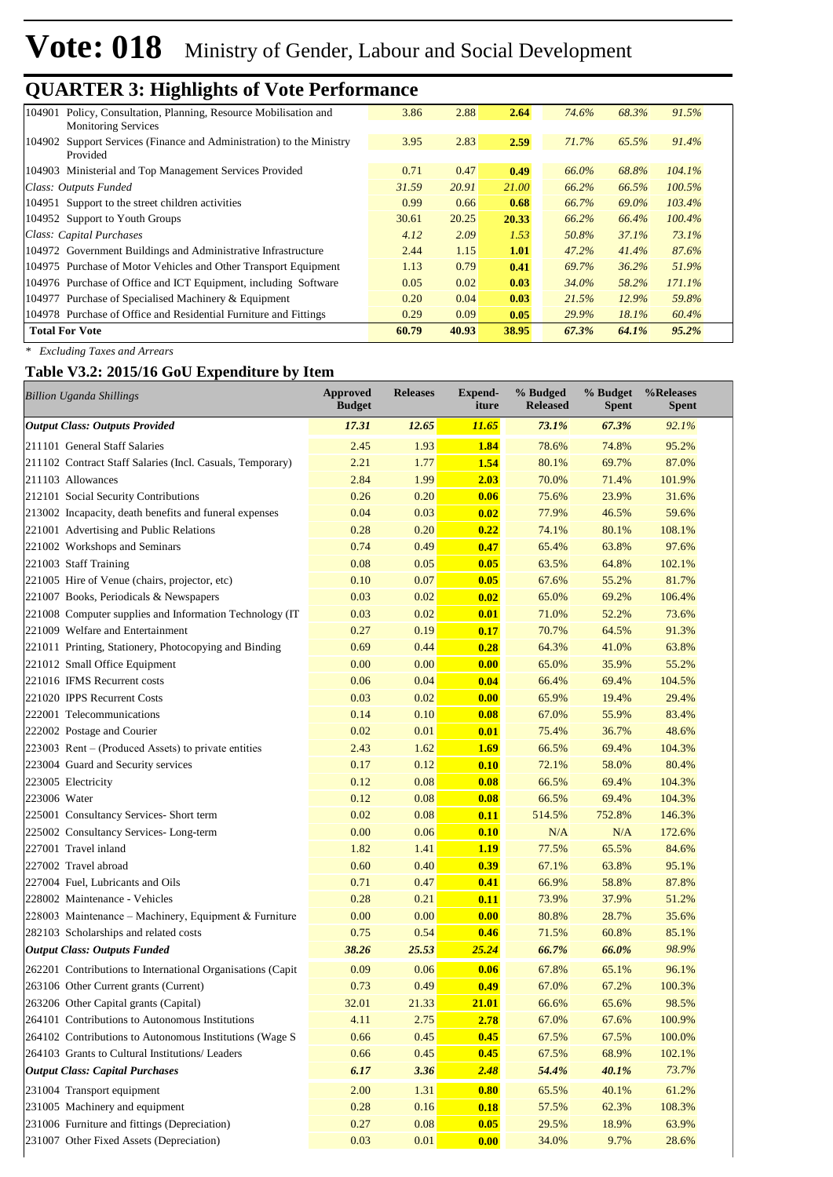# Vote: 018 Ministry of Gender, Labour and Social Development

## QUARTER 3: Highlights of Vote Performance

| | | | | | | |
|---|---|---|---|---|---|---|
| 104901 Policy, Consultation, Planning, Resource Mobilisation and Monitoring Services | 3.86 | 2.88 | **2.64** | *74.6%* | *68.3%* | *91.5%* |
| 104902 Support Services (Finance and Administration) to the Ministry Provided | 3.95 | 2.83 | **2.59** | *71.7%* | *65.5%* | *91.4%* |
| 104903 Ministerial and Top Management Services Provided | 0.71 | 0.47 | **0.49** | *66.0%* | *68.8%* | *104.1%* |
| *Class: Outputs Funded* | *31.59* | *20.91* | *21.00* | *66.2%* | *66.5%* | *100.5%* |
| 104951 Support to the street children activities | 0.99 | 0.66 | **0.68** | *66.7%* | *69.0%* | *103.4%* |
| 104952 Support to Youth Groups | 30.61 | 20.25 | **20.33** | *66.2%* | *66.4%* | *100.4%* |
| *Class: Capital Purchases* | *4.12* | *2.09* | *1.53* | *50.8%* | *37.1%* | *73.1%* |
| 104972 Government Buildings and Administrative Infrastructure | 2.44 | 1.15 | **1.01** | *47.2%* | *41.4%* | *87.6%* |
| 104975 Purchase of Motor Vehicles and Other Transport Equipment | 1.13 | 0.79 | **0.41** | *69.7%* | *36.2%* | *51.9%* |
| 104976 Purchase of Office and ICT Equipment, including Software | 0.05 | 0.02 | **0.03** | *34.0%* | *58.2%* | *171.1%* |
| 104977 Purchase of Specialised Machinery & Equipment | 0.20 | 0.04 | **0.03** | *21.5%* | *12.9%* | *59.8%* |
| 104978 Purchase of Office and Residential Furniture and Fittings | 0.29 | 0.09 | **0.05** | *29.9%* | *18.1%* | *60.4%* |
| **Total For Vote** | **60.79** | **40.93** | **38.95** | ***67.3%*** | ***64.1%*** | ***95.2%*** |

*\* Excluding Taxes and Arrears*

### Table V3.2: 2015/16 GoU Expenditure by Item

| *Billion Uganda Shillings* | Approved Budget | Releases | Expend-iture | % Budged Released | % Budget Spent | %Releases Spent |
|---|---|---|---|---|---|---|
| ***Output Class: Outputs Provided*** | ***17.31*** | ***12.65*** | ***11.65*** | ***73.1%*** | ***67.3%*** | ***92.1%*** |
| 211101 General Staff Salaries | 2.45 | 1.93 | **1.84** | 78.6% | 74.8% | 95.2% |
| 211102 Contract Staff Salaries (Incl. Casuals, Temporary) | 2.21 | 1.77 | **1.54** | 80.1% | 69.7% | 87.0% |
| 211103 Allowances | 2.84 | 1.99 | **2.03** | 70.0% | 71.4% | 101.9% |
| 212101 Social Security Contributions | 0.26 | 0.20 | **0.06** | 75.6% | 23.9% | 31.6% |
| 213002 Incapacity, death benefits and funeral expenses | 0.04 | 0.03 | **0.02** | 77.9% | 46.5% | 59.6% |
| 221001 Advertising and Public Relations | 0.28 | 0.20 | **0.22** | 74.1% | 80.1% | 108.1% |
| 221002 Workshops and Seminars | 0.74 | 0.49 | **0.47** | 65.4% | 63.8% | 97.6% |
| 221003 Staff Training | 0.08 | 0.05 | **0.05** | 63.5% | 64.8% | 102.1% |
| 221005 Hire of Venue (chairs, projector, etc) | 0.10 | 0.07 | **0.05** | 67.6% | 55.2% | 81.7% |
| 221007 Books, Periodicals & Newspapers | 0.03 | 0.02 | **0.02** | 65.0% | 69.2% | 106.4% |
| 221008 Computer supplies and Information Technology (IT | 0.03 | 0.02 | **0.01** | 71.0% | 52.2% | 73.6% |
| 221009 Welfare and Entertainment | 0.27 | 0.19 | **0.17** | 70.7% | 64.5% | 91.3% |
| 221011 Printing, Stationery, Photocopying and Binding | 0.69 | 0.44 | **0.28** | 64.3% | 41.0% | 63.8% |
| 221012 Small Office Equipment | 0.00 | 0.00 | **0.00** | 65.0% | 35.9% | 55.2% |
| 221016 IFMS Recurrent costs | 0.06 | 0.04 | **0.04** | 66.4% | 69.4% | 104.5% |
| 221020 IPPS Recurrent Costs | 0.03 | 0.02 | **0.00** | 65.9% | 19.4% | 29.4% |
| 222001 Telecommunications | 0.14 | 0.10 | **0.08** | 67.0% | 55.9% | 83.4% |
| 222002 Postage and Courier | 0.02 | 0.01 | **0.01** | 75.4% | 36.7% | 48.6% |
| 223003 Rent – (Produced Assets) to private entities | 2.43 | 1.62 | **1.69** | 66.5% | 69.4% | 104.3% |
| 223004 Guard and Security services | 0.17 | 0.12 | **0.10** | 72.1% | 58.0% | 80.4% |
| 223005 Electricity | 0.12 | 0.08 | **0.08** | 66.5% | 69.4% | 104.3% |
| 223006 Water | 0.12 | 0.08 | **0.08** | 66.5% | 69.4% | 104.3% |
| 225001 Consultancy Services- Short term | 0.02 | 0.08 | **0.11** | 514.5% | 752.8% | 146.3% |
| 225002 Consultancy Services- Long-term | 0.00 | 0.06 | **0.10** | N/A | N/A | 172.6% |
| 227001 Travel inland | 1.82 | 1.41 | **1.19** | 77.5% | 65.5% | 84.6% |
| 227002 Travel abroad | 0.60 | 0.40 | **0.39** | 67.1% | 63.8% | 95.1% |
| 227004 Fuel, Lubricants and Oils | 0.71 | 0.47 | **0.41** | 66.9% | 58.8% | 87.8% |
| 228002 Maintenance - Vehicles | 0.28 | 0.21 | **0.11** | 73.9% | 37.9% | 51.2% |
| 228003 Maintenance – Machinery, Equipment & Furniture | 0.00 | 0.00 | **0.00** | 80.8% | 28.7% | 35.6% |
| 282103 Scholarships and related costs | 0.75 | 0.54 | **0.46** | 71.5% | 60.8% | 85.1% |
| ***Output Class: Outputs Funded*** | ***38.26*** | ***25.53*** | ***25.24*** | ***66.7%*** | ***66.0%*** | ***98.9%*** |
| 262201 Contributions to International Organisations (Capit | 0.09 | 0.06 | **0.06** | 67.8% | 65.1% | 96.1% |
| 263106 Other Current grants (Current) | 0.73 | 0.49 | **0.49** | 67.0% | 67.2% | 100.3% |
| 263206 Other Capital grants (Capital) | 32.01 | 21.33 | **21.01** | 66.6% | 65.6% | 98.5% |
| 264101 Contributions to Autonomous Institutions | 4.11 | 2.75 | **2.78** | 67.0% | 67.6% | 100.9% |
| 264102 Contributions to Autonomous Institutions (Wage S | 0.66 | 0.45 | **0.45** | 67.5% | 67.5% | 100.0% |
| 264103 Grants to Cultural Institutions/ Leaders | 0.66 | 0.45 | **0.45** | 67.5% | 68.9% | 102.1% |
| ***Output Class: Capital Purchases*** | ***6.17*** | ***3.36*** | ***2.48*** | ***54.4%*** | ***40.1%*** | ***73.7%*** |
| 231004 Transport equipment | 2.00 | 1.31 | **0.80** | 65.5% | 40.1% | 61.2% |
| 231005 Machinery and equipment | 0.28 | 0.16 | **0.18** | 57.5% | 62.3% | 108.3% |
| 231006 Furniture and fittings (Depreciation) | 0.27 | 0.08 | **0.05** | 29.5% | 18.9% | 63.9% |
| 231007 Other Fixed Assets (Depreciation) | 0.03 | 0.01 | **0.00** | 34.0% | 9.7% | 28.6% |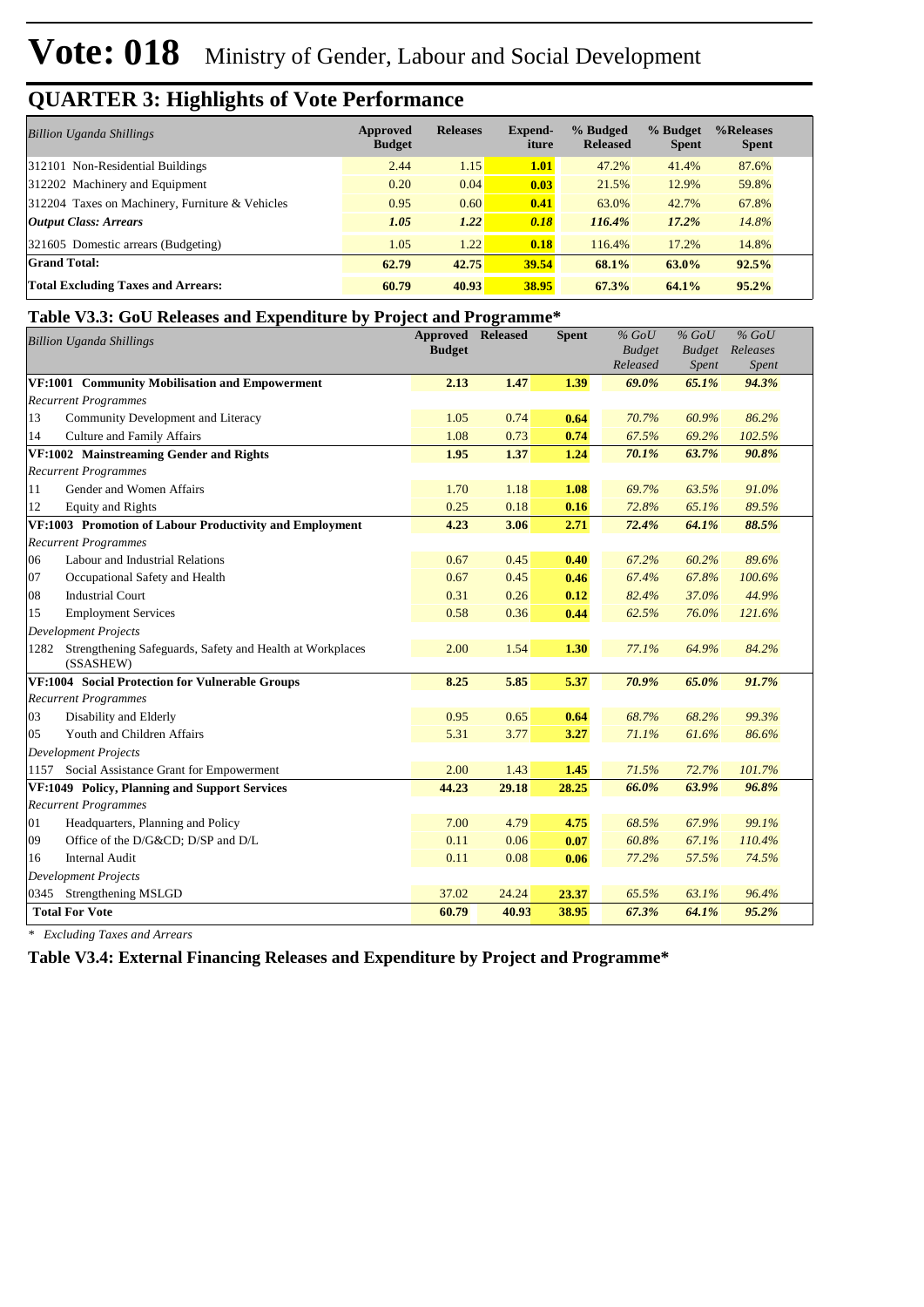# Vote: 018 Ministry of Gender, Labour and Social Development

## QUARTER 3: Highlights of Vote Performance

| *Billion Uganda Shillings* | Approved Budget | Releases | Expend-iture | % Budged Released | % Budget Spent | %Releases Spent |
|---|---|---|---|---|---|---|
| 312101 Non-Residential Buildings | 2.44 | 1.15 | **1.01** | 47.2% | 41.4% | 87.6% |
| 312202 Machinery and Equipment | 0.20 | 0.04 | **0.03** | 21.5% | 12.9% | 59.8% |
| 312204 Taxes on Machinery, Furniture & Vehicles | 0.95 | 0.60 | **0.41** | 63.0% | 42.7% | 67.8% |
| ***Output Class: Arrears*** | ***1.05*** | ***1.22*** | ***0.18*** | ***116.4%*** | ***17.2%*** | *14.8%* |
| 321605 Domestic arrears (Budgeting) | 1.05 | 1.22 | **0.18** | 116.4% | 17.2% | 14.8% |
| **Grand Total:** | **62.79** | **42.75** | **39.54** | **68.1%** | **63.0%** | **92.5%** |
| **Total Excluding Taxes and Arrears:** | **60.79** | **40.93** | **38.95** | **67.3%** | **64.1%** | **95.2%** |

### Table V3.3: GoU Releases and Expenditure by Project and Programme*

| *Billion Uganda Shillings* | Approved Budget | Released | Spent | *% GoU Budget Released* | *% GoU Budget Spent* | *% GoU Releases Spent* |
|---|---|---|---|---|---|---|
| **VF:1001 Community Mobilisation and Empowerment** | **2.13** | **1.47** | **1.39** | ***69.0%*** | ***65.1%*** | ***94.3%*** |
| *Recurrent Programmes* | | | | | | |
| 13 Community Development and Literacy | 1.05 | 0.74 | **0.64** | *70.7%* | *60.9%* | *86.2%* |
| 14 Culture and Family Affairs | 1.08 | 0.73 | **0.74** | *67.5%* | *69.2%* | *102.5%* |
| **VF:1002 Mainstreaming Gender and Rights** | **1.95** | **1.37** | **1.24** | ***70.1%*** | ***63.7%*** | ***90.8%*** |
| *Recurrent Programmes* | | | | | | |
| 11 Gender and Women Affairs | 1.70 | 1.18 | **1.08** | *69.7%* | *63.5%* | *91.0%* |
| 12 Equity and Rights | 0.25 | 0.18 | **0.16** | *72.8%* | *65.1%* | *89.5%* |
| **VF:1003 Promotion of Labour Productivity and Employment** | **4.23** | **3.06** | **2.71** | ***72.4%*** | ***64.1%*** | ***88.5%*** |
| *Recurrent Programmes* | | | | | | |
| 06 Labour and Industrial Relations | 0.67 | 0.45 | **0.40** | *67.2%* | *60.2%* | *89.6%* |
| 07 Occupational Safety and Health | 0.67 | 0.45 | **0.46** | *67.4%* | *67.8%* | *100.6%* |
| 08 Industrial Court | 0.31 | 0.26 | **0.12** | *82.4%* | *37.0%* | *44.9%* |
| 15 Employment Services | 0.58 | 0.36 | **0.44** | *62.5%* | *76.0%* | *121.6%* |
| *Development Projects* | | | | | | |
| 1282 Strengthening Safeguards, Safety and Health at Workplaces (SSASHEW) | 2.00 | 1.54 | **1.30** | *77.1%* | *64.9%* | *84.2%* |
| **VF:1004 Social Protection for Vulnerable Groups** | **8.25** | **5.85** | **5.37** | ***70.9%*** | ***65.0%*** | ***91.7%*** |
| *Recurrent Programmes* | | | | | | |
| 03 Disability and Elderly | 0.95 | 0.65 | **0.64** | *68.7%* | *68.2%* | *99.3%* |
| 05 Youth and Children Affairs | 5.31 | 3.77 | **3.27** | *71.1%* | *61.6%* | *86.6%* |
| *Development Projects* | | | | | | |
| 1157 Social Assistance Grant for Empowerment | 2.00 | 1.43 | **1.45** | *71.5%* | *72.7%* | *101.7%* |
| **VF:1049 Policy, Planning and Support Services** | **44.23** | **29.18** | **28.25** | ***66.0%*** | ***63.9%*** | ***96.8%*** |
| *Recurrent Programmes* | | | | | | |
| 01 Headquarters, Planning and Policy | 7.00 | 4.79 | **4.75** | *68.5%* | *67.9%* | *99.1%* |
| 09 Office of the D/G&CD; D/SP and D/L | 0.11 | 0.06 | **0.07** | *60.8%* | *67.1%* | *110.4%* |
| 16 Internal Audit | 0.11 | 0.08 | **0.06** | *77.2%* | *57.5%* | *74.5%* |
| *Development Projects* | | | | | | |
| 0345 Strengthening MSLGD | 37.02 | 24.24 | **23.37** | *65.5%* | *63.1%* | *96.4%* |
| **Total For Vote** | **60.79** | **40.93** | **38.95** | ***67.3%*** | ***64.1%*** | ***95.2%*** |

*\* Excluding Taxes and Arrears*

### Table V3.4: External Financing Releases and Expenditure by Project and Programme*